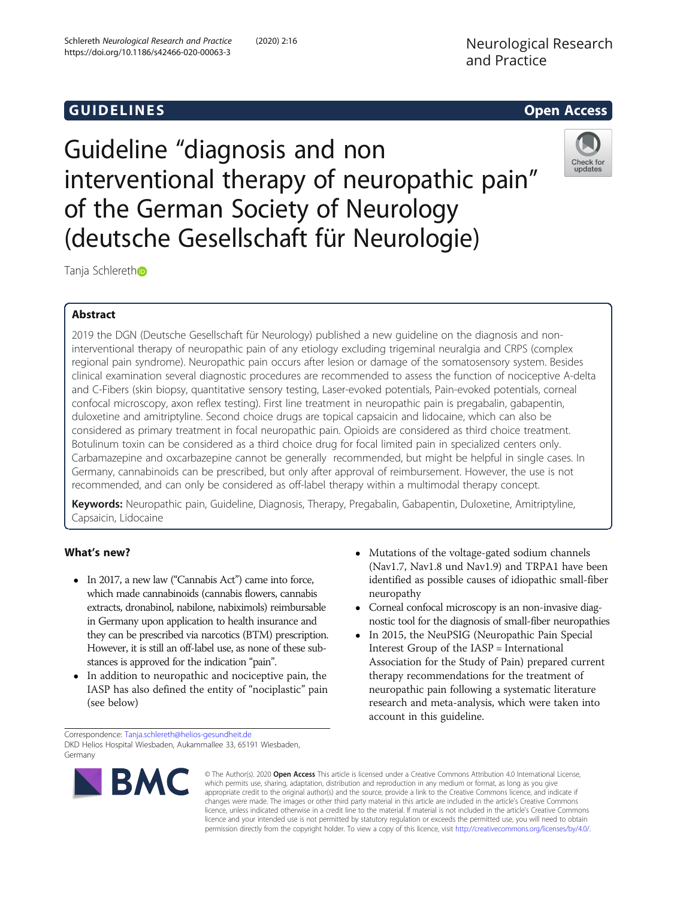GUIDELINES

Open Access

# Guideline "diagnosis and non interventional therapy of neuropathic pain" of the German Society of Neurology (deutsche Gesellschaft für Neurologie)

Tanja Schlereth

## Abstract

2019 the DGN (Deutsche Gesellschaft für Neurology) published a new guideline on the diagnosis and non-interventional therapy of neuropathic pain of any etiology excluding trigeminal neuralgia and CRPS (complex regional pain syndrome). Neuropathic pain occurs after lesion or damage of the somatosensory system. Besides clinical examination several diagnostic procedures are recommended to assess the function of nociceptive A-delta and C-Fibers (skin biopsy, quantitative sensory testing, Laser-evoked potentials, Pain-evoked potentials, corneal confocal microscopy, axon reflex testing). First line treatment in neuropathic pain is pregabalin, gabapentin, duloxetine and amitriptyline. Second choice drugs are topical capsaicin and lidocaine, which can also be considered as primary treatment in focal neuropathic pain. Opioids are considered as third choice treatment. Botulinum toxin can be considered as a third choice drug for focal limited pain in specialized centers only. Carbamazepine and oxcarbazepine cannot be generally recommended, but might be helpful in single cases. In Germany, cannabinoids can be prescribed, but only after approval of reimbursement. However, the use is not recommended, and can only be considered as off-label therapy within a multimodal therapy concept.

**Keywords:** Neuropathic pain, Guideline, Diagnosis, Therapy, Pregabalin, Gabapentin, Duloxetine, Amitriptyline, Capsaicin, Lidocaine

## What's new?

- In 2017, a new law ("Cannabis Act") came into force, which made cannabinoids (cannabis flowers, cannabis extracts, dronabinol, nabilone, nabiximols) reimbursable in Germany upon application to health insurance and they can be prescribed via narcotics (BTM) prescription. However, it is still an off-label use, as none of these substances is approved for the indication "pain".
- In addition to neuropathic and nociceptive pain, the IASP has also defined the entity of "nociplastic" pain (see below)
- Mutations of the voltage-gated sodium channels (Nav1.7, Nav1.8 und Nav1.9) and TRPA1 have been identified as possible causes of idiopathic small-fiber neuropathy
- Corneal confocal microscopy is an non-invasive diagnostic tool for the diagnosis of small-fiber neuropathies
- In 2015, the NeuPSIG (Neuropathic Pain Special Interest Group of the IASP = International Association for the Study of Pain) prepared current therapy recommendations for the treatment of neuropathic pain following a systematic literature research and meta-analysis, which were taken into account in this guideline.

Correspondence: Tanja.schlereth@helios-gesundheit.de
DKD Helios Hospital Wiesbaden, Aukammallee 33, 65191 Wiesbaden, Germany

© The Author(s). 2020 **Open Access** This article is licensed under a Creative Commons Attribution 4.0 International License, which permits use, sharing, adaptation, distribution and reproduction in any medium or format, as long as you give appropriate credit to the original author(s) and the source, provide a link to the Creative Commons licence, and indicate if changes were made. The images or other third party material in this article are included in the article's Creative Commons licence, unless indicated otherwise in a credit line to the material. If material is not included in the article's Creative Commons licence and your intended use is not permitted by statutory regulation or exceeds the permitted use, you will need to obtain permission directly from the copyright holder. To view a copy of this licence, visit http://creativecommons.org/licenses/by/4.0/.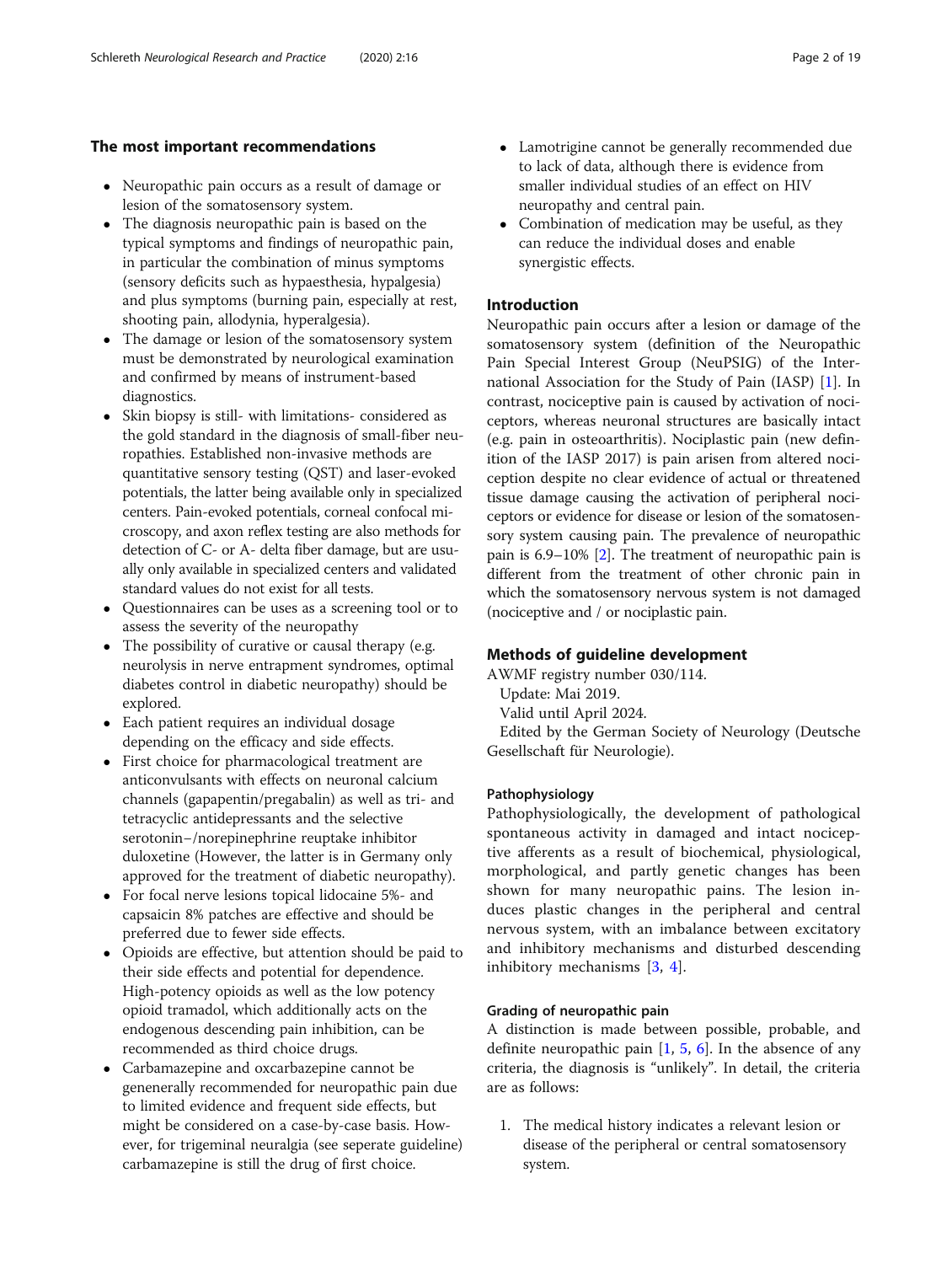## The most important recommendations

- Neuropathic pain occurs as a result of damage or lesion of the somatosensory system.
- The diagnosis neuropathic pain is based on the typical symptoms and findings of neuropathic pain, in particular the combination of minus symptoms (sensory deficits such as hypaesthesia, hypalgesia) and plus symptoms (burning pain, especially at rest, shooting pain, allodynia, hyperalgesia).
- The damage or lesion of the somatosensory system must be demonstrated by neurological examination and confirmed by means of instrument-based diagnostics.
- Skin biopsy is still- with limitations- considered as the gold standard in the diagnosis of small-fiber neuropathies. Established non-invasive methods are quantitative sensory testing (QST) and laser-evoked potentials, the latter being available only in specialized centers. Pain-evoked potentials, corneal confocal microscopy, and axon reflex testing are also methods for detection of C- or A- delta fiber damage, but are usually only available in specialized centers and validated standard values do not exist for all tests.
- Questionnaires can be uses as a screening tool or to assess the severity of the neuropathy
- The possibility of curative or causal therapy (e.g. neurolysis in nerve entrapment syndromes, optimal diabetes control in diabetic neuropathy) should be explored.
- Each patient requires an individual dosage depending on the efficacy and side effects.
- First choice for pharmacological treatment are anticonvulsants with effects on neuronal calcium channels (gapapentin/pregabalin) as well as tri- and tetracyclic antidepressants and the selective serotonin−/norepinephrine reuptake inhibitor duloxetine (However, the latter is in Germany only approved for the treatment of diabetic neuropathy).
- For focal nerve lesions topical lidocaine 5%- and capsaicin 8% patches are effective and should be preferred due to fewer side effects.
- Opioids are effective, but attention should be paid to their side effects and potential for dependence. High-potency opioids as well as the low potency opioid tramadol, which additionally acts on the endogenous descending pain inhibition, can be recommended as third choice drugs.
- Carbamazepine and oxcarbazepine cannot be genenerally recommended for neuropathic pain due to limited evidence and frequent side effects, but might be considered on a case-by-case basis. However, for trigeminal neuralgia (see seperate guideline) carbamazepine is still the drug of first choice.
- Lamotrigine cannot be generally recommended due to lack of data, although there is evidence from smaller individual studies of an effect on HIV neuropathy and central pain.
- Combination of medication may be useful, as they can reduce the individual doses and enable synergistic effects.

## Introduction

Neuropathic pain occurs after a lesion or damage of the somatosensory system (definition of the Neuropathic Pain Special Interest Group (NeuPSIG) of the International Association for the Study of Pain (IASP) [1]. In contrast, nociceptive pain is caused by activation of nociceptors, whereas neuronal structures are basically intact (e.g. pain in osteoarthritis). Nociplastic pain (new definition of the IASP 2017) is pain arisen from altered nociception despite no clear evidence of actual or threatened tissue damage causing the activation of peripheral nociceptors or evidence for disease or lesion of the somatosensory system causing pain. The prevalence of neuropathic pain is 6.9–10% [2]. The treatment of neuropathic pain is different from the treatment of other chronic pain in which the somatosensory nervous system is not damaged (nociceptive and / or nociplastic pain.

## Methods of guideline development

AWMF registry number 030/114.

Update: Mai 2019.

Valid until April 2024.

Edited by the German Society of Neurology (Deutsche Gesellschaft für Neurologie).

### Pathophysiology

Pathophysiologically, the development of pathological spontaneous activity in damaged and intact nociceptive afferents as a result of biochemical, physiological, morphological, and partly genetic changes has been shown for many neuropathic pains. The lesion induces plastic changes in the peripheral and central nervous system, with an imbalance between excitatory and inhibitory mechanisms and disturbed descending inhibitory mechanisms [3, 4].

### Grading of neuropathic pain

A distinction is made between possible, probable, and definite neuropathic pain [1, 5, 6]. In the absence of any criteria, the diagnosis is "unlikely". In detail, the criteria are as follows:

1. The medical history indicates a relevant lesion or disease of the peripheral or central somatosensory system.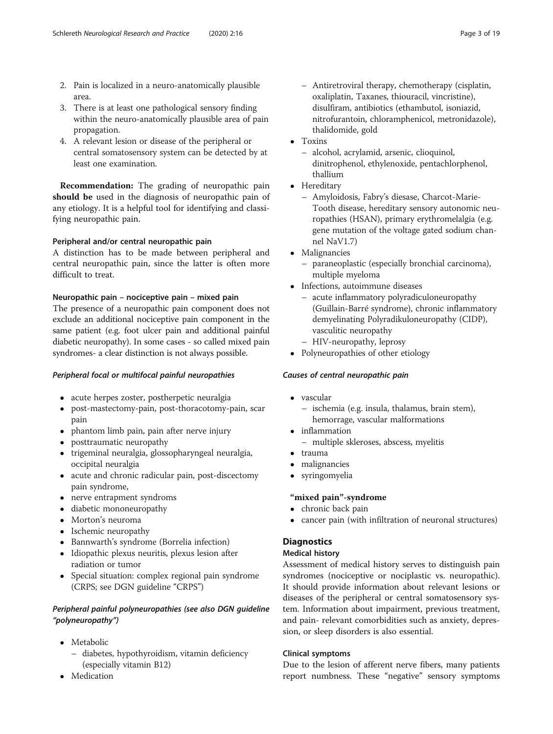2. Pain is localized in a neuro-anatomically plausible area.
3. There is at least one pathological sensory finding within the neuro-anatomically plausible area of pain propagation.
4. A relevant lesion or disease of the peripheral or central somatosensory system can be detected by at least one examination.

**Recommendation:** The grading of neuropathic pain **should be** used in the diagnosis of neuropathic pain of any etiology. It is a helpful tool for identifying and classifying neuropathic pain.

#### Peripheral and/or central neuropathic pain

A distinction has to be made between peripheral and central neuropathic pain, since the latter is often more difficult to treat.

#### Neuropathic pain – nociceptive pain – mixed pain

The presence of a neuropathic pain component does not exclude an additional nociceptive pain component in the same patient (e.g. foot ulcer pain and additional painful diabetic neuropathy). In some cases - so called mixed pain syndromes- a clear distinction is not always possible.

##### *Peripheral focal or multifocal painful neuropathies*

- acute herpes zoster, postherpetic neuralgia
- post-mastectomy-pain, post-thoracotomy-pain, scar pain
- phantom limb pain, pain after nerve injury
- posttraumatic neuropathy
- trigeminal neuralgia, glossopharyngeal neuralgia, occipital neuralgia
- acute and chronic radicular pain, post-discectomy pain syndrome,
- nerve entrapment syndroms
- diabetic mononeuropathy
- Morton's neuroma
- Ischemic neuropathy
- Bannwarth's syndrome (Borrelia infection)
- Idiopathic plexus neuritis, plexus lesion after radiation or tumor
- Special situation: complex regional pain syndrome (CRPS; see DGN guideline "CRPS")

##### *Peripheral painful polyneuropathies (see also DGN guideline "polyneuropathy")*

- Metabolic
  - diabetes, hypothyroidism, vitamin deficiency (especially vitamin B12)
- Medication
  - Antiretroviral therapy, chemotherapy (cisplatin, oxaliplatin, Taxanes, thiouracil, vincristine), disulfiram, antibiotics (ethambutol, isoniazid, nitrofurantoin, chloramphenicol, metronidazole), thalidomide, gold
- Toxins
  - alcohol, acrylamid, arsenic, clioquinol, dinitrophenol, ethylenoxide, pentachlorphenol, thallium
- Hereditary
  - Amyloidosis, Fabry's diesase, Charcot-Marie-Tooth disease, hereditary sensory autonomic neuropathies (HSAN), primary erythromelalgia (e.g. gene mutation of the voltage gated sodium channel NaV1.7)
- Malignancies
  - paraneoplastic (especially bronchial carcinoma), multiple myeloma
- Infections, autoimmune diseases
  - acute inflammatory polyradiculoneuropathy (Guillain-Barré syndrome), chronic inflammatory demyelinating Polyradikuloneuropathy (CIDP), vasculitic neuropathy
  - HIV-neuropathy, leprosy
- Polyneuropathies of other etiology

##### *Causes of central neuropathic pain*

- vascular
  - ischemia (e.g. insula, thalamus, brain stem), hemorrage, vascular malformations
- inflammation
  - multiple skleroses, abscess, myelitis
- trauma
- malignancies
- syringomyelia

**"mixed pain"-syndrome**

- chronic back pain
- cancer pain (with infiltration of neuronal structures)

## Diagnostics

### Medical history

Assessment of medical history serves to distinguish pain syndromes (nociceptive or nociplastic vs. neuropathic). It should provide information about relevant lesions or diseases of the peripheral or central somatosensory system. Information about impairment, previous treatment, and pain- relevant comorbidities such as anxiety, depression, or sleep disorders is also essential.

### Clinical symptoms

Due to the lesion of afferent nerve fibers, many patients report numbness. These "negative" sensory symptoms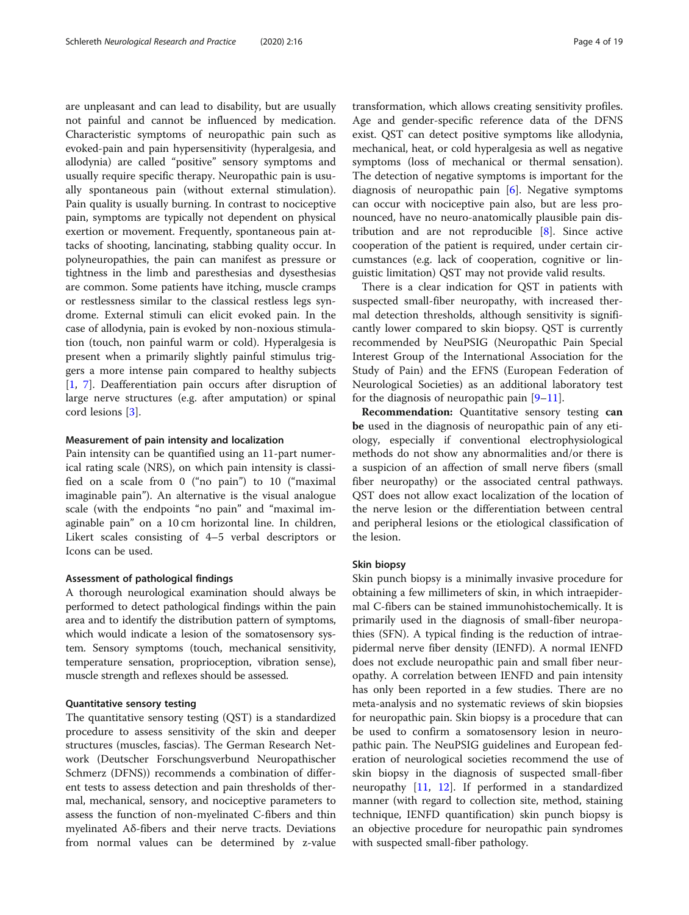are unpleasant and can lead to disability, but are usually not painful and cannot be influenced by medication. Characteristic symptoms of neuropathic pain such as evoked-pain and pain hypersensitivity (hyperalgesia, and allodynia) are called "positive" sensory symptoms and usually require specific therapy. Neuropathic pain is usually spontaneous pain (without external stimulation). Pain quality is usually burning. In contrast to nociceptive pain, symptoms are typically not dependent on physical exertion or movement. Frequently, spontaneous pain attacks of shooting, lancinating, stabbing quality occur. In polyneuropathies, the pain can manifest as pressure or tightness in the limb and paresthesias and dysesthesias are common. Some patients have itching, muscle cramps or restlessness similar to the classical restless legs syndrome. External stimuli can elicit evoked pain. In the case of allodynia, pain is evoked by non-noxious stimulation (touch, non painful warm or cold). Hyperalgesia is present when a primarily slightly painful stimulus triggers a more intense pain compared to healthy subjects [1, 7]. Deafferentiation pain occurs after disruption of large nerve structures (e.g. after amputation) or spinal cord lesions [3].

#### Measurement of pain intensity and localization

Pain intensity can be quantified using an 11-part numerical rating scale (NRS), on which pain intensity is classified on a scale from 0 ("no pain") to 10 ("maximal imaginable pain"). An alternative is the visual analogue scale (with the endpoints "no pain" and "maximal imaginable pain" on a 10 cm horizontal line. In children, Likert scales consisting of 4–5 verbal descriptors or Icons can be used.

#### Assessment of pathological findings

A thorough neurological examination should always be performed to detect pathological findings within the pain area and to identify the distribution pattern of symptoms, which would indicate a lesion of the somatosensory system. Sensory symptoms (touch, mechanical sensitivity, temperature sensation, proprioception, vibration sense), muscle strength and reflexes should be assessed.

#### Quantitative sensory testing

The quantitative sensory testing (QST) is a standardized procedure to assess sensitivity of the skin and deeper structures (muscles, fascias). The German Research Network (Deutscher Forschungsverbund Neuropathischer Schmerz (DFNS)) recommends a combination of different tests to assess detection and pain thresholds of thermal, mechanical, sensory, and nociceptive parameters to assess the function of non-myelinated C-fibers and thin myelinated Aδ-fibers and their nerve tracts. Deviations from normal values can be determined by z-value transformation, which allows creating sensitivity profiles. Age and gender-specific reference data of the DFNS exist. QST can detect positive symptoms like allodynia, mechanical, heat, or cold hyperalgesia as well as negative symptoms (loss of mechanical or thermal sensation). The detection of negative symptoms is important for the diagnosis of neuropathic pain [6]. Negative symptoms can occur with nociceptive pain also, but are less pronounced, have no neuro-anatomically plausible pain distribution and are not reproducible [8]. Since active cooperation of the patient is required, under certain circumstances (e.g. lack of cooperation, cognitive or linguistic limitation) QST may not provide valid results.

There is a clear indication for QST in patients with suspected small-fiber neuropathy, with increased thermal detection thresholds, although sensitivity is significantly lower compared to skin biopsy. QST is currently recommended by NeuPSIG (Neuropathic Pain Special Interest Group of the International Association for the Study of Pain) and the EFNS (European Federation of Neurological Societies) as an additional laboratory test for the diagnosis of neuropathic pain [9–11].

**Recommendation:** Quantitative sensory testing **can be** used in the diagnosis of neuropathic pain of any etiology, especially if conventional electrophysiological methods do not show any abnormalities and/or there is a suspicion of an affection of small nerve fibers (small fiber neuropathy) or the associated central pathways. QST does not allow exact localization of the location of the nerve lesion or the differentiation between central and peripheral lesions or the etiological classification of the lesion.

#### Skin biopsy

Skin punch biopsy is a minimally invasive procedure for obtaining a few millimeters of skin, in which intraepidermal C-fibers can be stained immunohistochemically. It is primarily used in the diagnosis of small-fiber neuropathies (SFN). A typical finding is the reduction of intraepidermal nerve fiber density (IENFD). A normal IENFD does not exclude neuropathic pain and small fiber neuropathy. A correlation between IENFD and pain intensity has only been reported in a few studies. There are no meta-analysis and no systematic reviews of skin biopsies for neuropathic pain. Skin biopsy is a procedure that can be used to confirm a somatosensory lesion in neuropathic pain. The NeuPSIG guidelines and European federation of neurological societies recommend the use of skin biopsy in the diagnosis of suspected small-fiber neuropathy [11, 12]. If performed in a standardized manner (with regard to collection site, method, staining technique, IENFD quantification) skin punch biopsy is an objective procedure for neuropathic pain syndromes with suspected small-fiber pathology.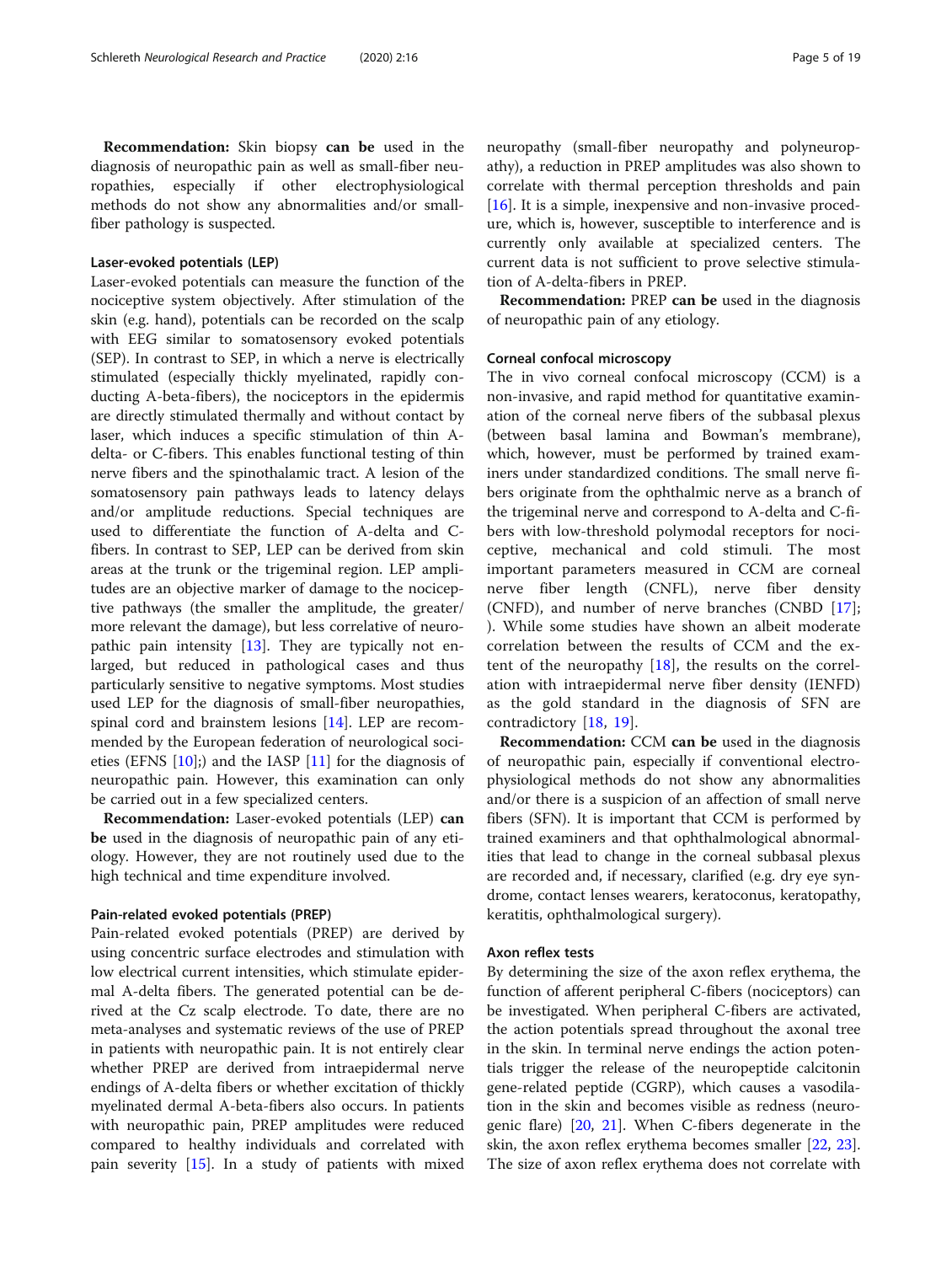**Recommendation:** Skin biopsy **can be** used in the diagnosis of neuropathic pain as well as small-fiber neuropathies, especially if other electrophysiological methods do not show any abnormalities and/or small-fiber pathology is suspected.

#### Laser-evoked potentials (LEP)

Laser-evoked potentials can measure the function of the nociceptive system objectively. After stimulation of the skin (e.g. hand), potentials can be recorded on the scalp with EEG similar to somatosensory evoked potentials (SEP). In contrast to SEP, in which a nerve is electrically stimulated (especially thickly myelinated, rapidly conducting A-beta-fibers), the nociceptors in the epidermis are directly stimulated thermally and without contact by laser, which induces a specific stimulation of thin A-delta- or C-fibers. This enables functional testing of thin nerve fibers and the spinothalamic tract. A lesion of the somatosensory pain pathways leads to latency delays and/or amplitude reductions. Special techniques are used to differentiate the function of A-delta and C-fibers. In contrast to SEP, LEP can be derived from skin areas at the trunk or the trigeminal region. LEP amplitudes are an objective marker of damage to the nociceptive pathways (the smaller the amplitude, the greater/more relevant the damage), but less correlative of neuropathic pain intensity [13]. They are typically not enlarged, but reduced in pathological cases and thus particularly sensitive to negative symptoms. Most studies used LEP for the diagnosis of small-fiber neuropathies, spinal cord and brainstem lesions [14]. LEP are recommended by the European federation of neurological societies (EFNS [10];) and the IASP [11] for the diagnosis of neuropathic pain. However, this examination can only be carried out in a few specialized centers.

**Recommendation:** Laser-evoked potentials (LEP) **can be** used in the diagnosis of neuropathic pain of any etiology. However, they are not routinely used due to the high technical and time expenditure involved.

#### Pain-related evoked potentials (PREP)

Pain-related evoked potentials (PREP) are derived by using concentric surface electrodes and stimulation with low electrical current intensities, which stimulate epidermal A-delta fibers. The generated potential can be derived at the Cz scalp electrode. To date, there are no meta-analyses and systematic reviews of the use of PREP in patients with neuropathic pain. It is not entirely clear whether PREP are derived from intraepidermal nerve endings of A-delta fibers or whether excitation of thickly myelinated dermal A-beta-fibers also occurs. In patients with neuropathic pain, PREP amplitudes were reduced compared to healthy individuals and correlated with pain severity [15]. In a study of patients with mixed neuropathy (small-fiber neuropathy and polyneuropathy), a reduction in PREP amplitudes was also shown to correlate with thermal perception thresholds and pain [16]. It is a simple, inexpensive and non-invasive procedure, which is, however, susceptible to interference and is currently only available at specialized centers. The current data is not sufficient to prove selective stimulation of A-delta-fibers in PREP.

**Recommendation:** PREP **can be** used in the diagnosis of neuropathic pain of any etiology.

#### Corneal confocal microscopy

The in vivo corneal confocal microscopy (CCM) is a non-invasive, and rapid method for quantitative examination of the corneal nerve fibers of the subbasal plexus (between basal lamina and Bowman's membrane), which, however, must be performed by trained examiners under standardized conditions. The small nerve fibers originate from the ophthalmic nerve as a branch of the trigeminal nerve and correspond to A-delta and C-fibers with low-threshold polymodal receptors for nociceptive, mechanical and cold stimuli. The most important parameters measured in CCM are corneal nerve fiber length (CNFL), nerve fiber density (CNFD), and number of nerve branches (CNBD [17]; ). While some studies have shown an albeit moderate correlation between the results of CCM and the extent of the neuropathy [18], the results on the correlation with intraepidermal nerve fiber density (IENFD) as the gold standard in the diagnosis of SFN are contradictory [18, 19].

**Recommendation:** CCM **can be** used in the diagnosis of neuropathic pain, especially if conventional electrophysiological methods do not show any abnormalities and/or there is a suspicion of an affection of small nerve fibers (SFN). It is important that CCM is performed by trained examiners and that ophthalmological abnormalities that lead to change in the corneal subbasal plexus are recorded and, if necessary, clarified (e.g. dry eye syndrome, contact lenses wearers, keratoconus, keratopathy, keratitis, ophthalmological surgery).

#### Axon reflex tests

By determining the size of the axon reflex erythema, the function of afferent peripheral C-fibers (nociceptors) can be investigated. When peripheral C-fibers are activated, the action potentials spread throughout the axonal tree in the skin. In terminal nerve endings the action potentials trigger the release of the neuropeptide calcitonin gene-related peptide (CGRP), which causes a vasodilatation in the skin and becomes visible as redness (neurogenic flare) [20, 21]. When C-fibers degenerate in the skin, the axon reflex erythema becomes smaller [22, 23]. The size of axon reflex erythema does not correlate with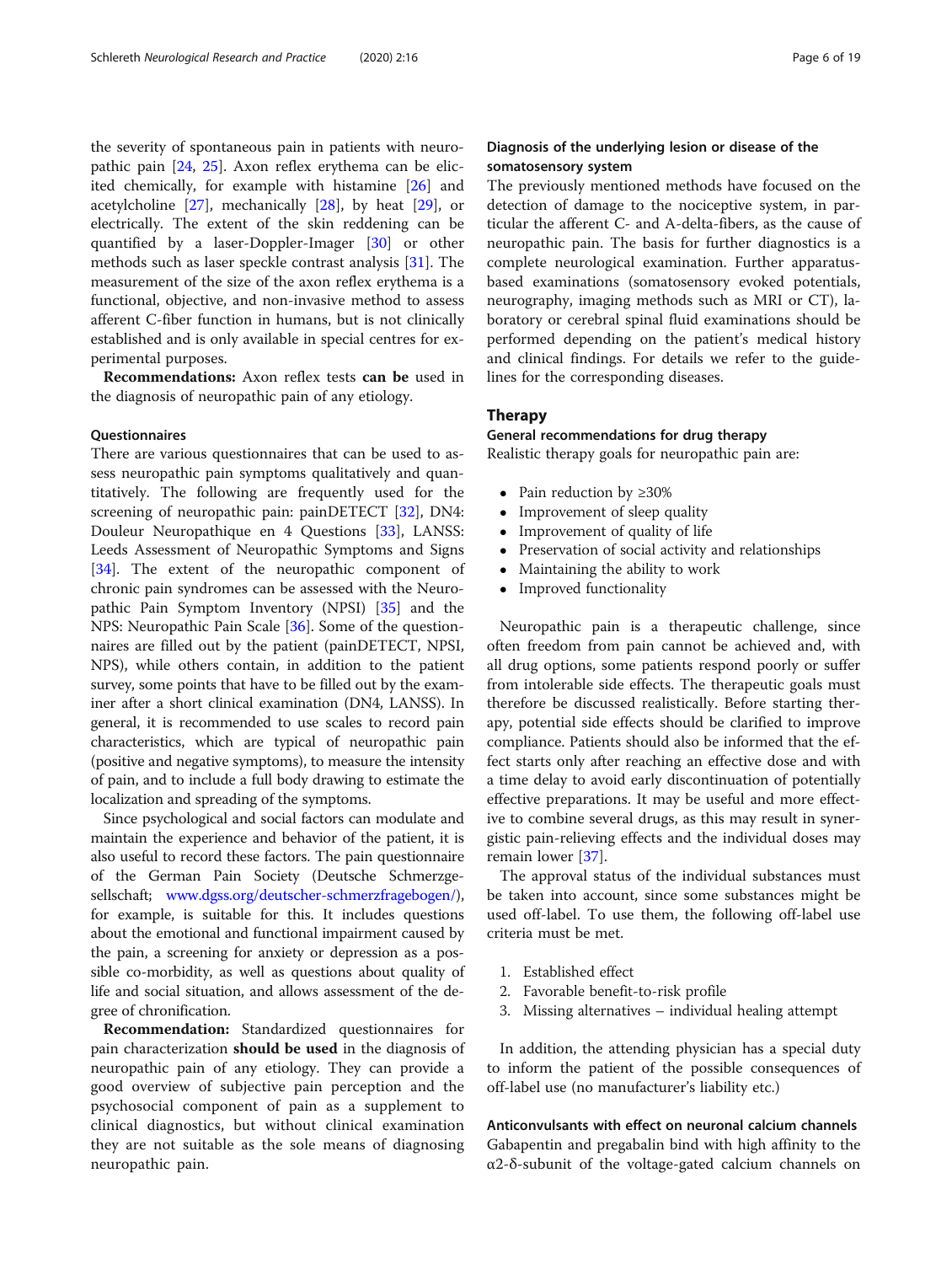the severity of spontaneous pain in patients with neuropathic pain [24, 25]. Axon reflex erythema can be elicited chemically, for example with histamine [26] and acetylcholine [27], mechanically [28], by heat [29], or electrically. The extent of the skin reddening can be quantified by a laser-Doppler-Imager [30] or other methods such as laser speckle contrast analysis [31]. The measurement of the size of the axon reflex erythema is a functional, objective, and non-invasive method to assess afferent C-fiber function in humans, but is not clinically established and is only available in special centres for experimental purposes.

**Recommendations:** Axon reflex tests **can be** used in the diagnosis of neuropathic pain of any etiology.

#### Questionnaires

There are various questionnaires that can be used to assess neuropathic pain symptoms qualitatively and quantitatively. The following are frequently used for the screening of neuropathic pain: painDETECT [32], DN4: Douleur Neuropathique en 4 Questions [33], LANSS: Leeds Assessment of Neuropathic Symptoms and Signs [34]. The extent of the neuropathic component of chronic pain syndromes can be assessed with the Neuropathic Pain Symptom Inventory (NPSI) [35] and the NPS: Neuropathic Pain Scale [36]. Some of the questionnaires are filled out by the patient (painDETECT, NPSI, NPS), while others contain, in addition to the patient survey, some points that have to be filled out by the examiner after a short clinical examination (DN4, LANSS). In general, it is recommended to use scales to record pain characteristics, which are typical of neuropathic pain (positive and negative symptoms), to measure the intensity of pain, and to include a full body drawing to estimate the localization and spreading of the symptoms.

Since psychological and social factors can modulate and maintain the experience and behavior of the patient, it is also useful to record these factors. The pain questionnaire of the German Pain Society (Deutsche Schmerzgesellschaft; www.dgss.org/deutscher-schmerzfragebogen/), for example, is suitable for this. It includes questions about the emotional and functional impairment caused by the pain, a screening for anxiety or depression as a possible co-morbidity, as well as questions about quality of life and social situation, and allows assessment of the degree of chronification.

**Recommendation:** Standardized questionnaires for pain characterization **should be used** in the diagnosis of neuropathic pain of any etiology. They can provide a good overview of subjective pain perception and the psychosocial component of pain as a supplement to clinical diagnostics, but without clinical examination they are not suitable as the sole means of diagnosing neuropathic pain.

#### Diagnosis of the underlying lesion or disease of the somatosensory system

The previously mentioned methods have focused on the detection of damage to the nociceptive system, in particular the afferent C- and A-delta-fibers, as the cause of neuropathic pain. The basis for further diagnostics is a complete neurological examination. Further apparatus-based examinations (somatosensory evoked potentials, neurography, imaging methods such as MRI or CT), laboratory or cerebral spinal fluid examinations should be performed depending on the patient's medical history and clinical findings. For details we refer to the guidelines for the corresponding diseases.

## Therapy

#### General recommendations for drug therapy

Realistic therapy goals for neuropathic pain are:

- Pain reduction by ≥30%
- Improvement of sleep quality
- Improvement of quality of life
- Preservation of social activity and relationships
- Maintaining the ability to work
- Improved functionality

Neuropathic pain is a therapeutic challenge, since often freedom from pain cannot be achieved and, with all drug options, some patients respond poorly or suffer from intolerable side effects. The therapeutic goals must therefore be discussed realistically. Before starting therapy, potential side effects should be clarified to improve compliance. Patients should also be informed that the effect starts only after reaching an effective dose and with a time delay to avoid early discontinuation of potentially effective preparations. It may be useful and more effective to combine several drugs, as this may result in synergistic pain-relieving effects and the individual doses may remain lower [37].

The approval status of the individual substances must be taken into account, since some substances might be used off-label. To use them, the following off-label use criteria must be met.

1. Established effect
2. Favorable benefit-to-risk profile
3. Missing alternatives – individual healing attempt

In addition, the attending physician has a special duty to inform the patient of the possible consequences of off-label use (no manufacturer's liability etc.)

#### Anticonvulsants with effect on neuronal calcium channels

Gabapentin and pregabalin bind with high affinity to the α2-δ-subunit of the voltage-gated calcium channels on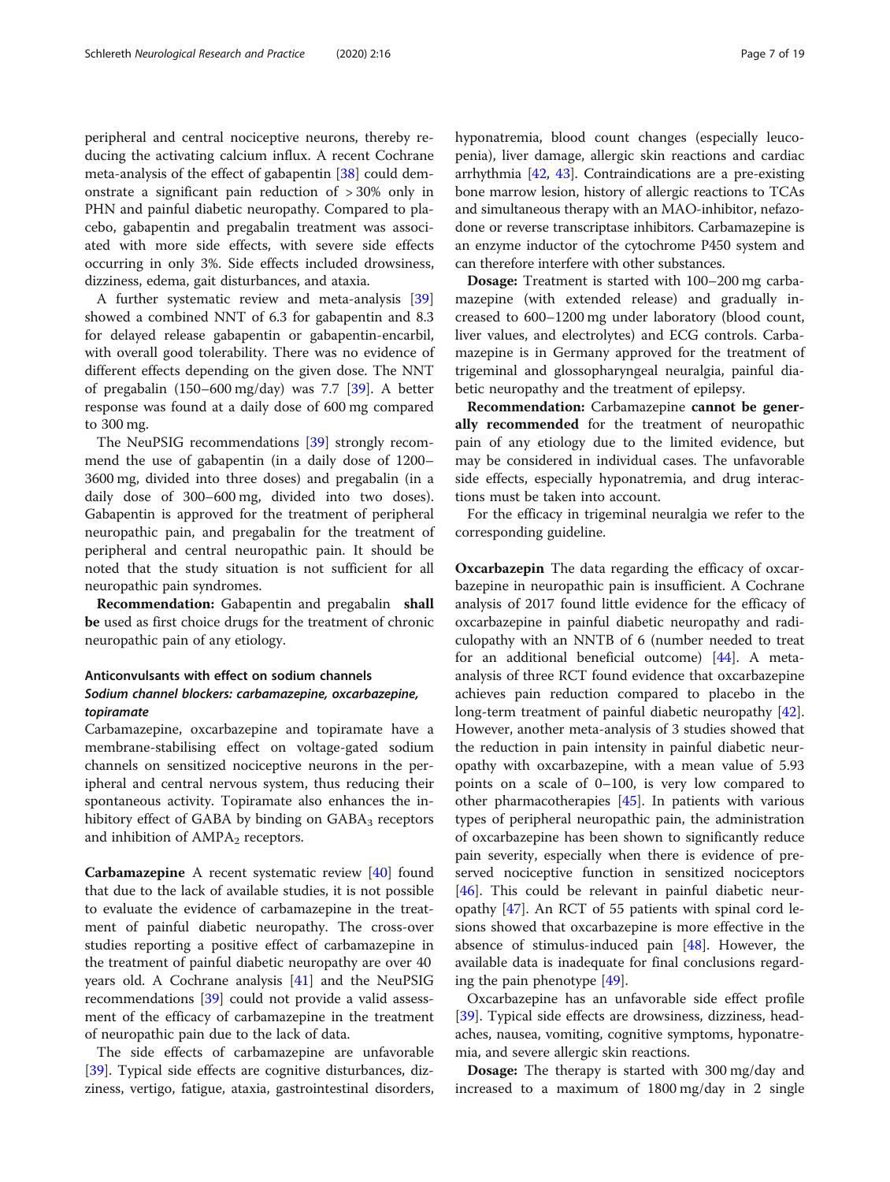peripheral and central nociceptive neurons, thereby reducing the activating calcium influx. A recent Cochrane meta-analysis of the effect of gabapentin [38] could demonstrate a significant pain reduction of > 30% only in PHN and painful diabetic neuropathy. Compared to placebo, gabapentin and pregabalin treatment was associated with more side effects, with severe side effects occurring in only 3%. Side effects included drowsiness, dizziness, edema, gait disturbances, and ataxia.

A further systematic review and meta-analysis [39] showed a combined NNT of 6.3 for gabapentin and 8.3 for delayed release gabapentin or gabapentin-encarbil, with overall good tolerability. There was no evidence of different effects depending on the given dose. The NNT of pregabalin (150–600 mg/day) was 7.7 [39]. A better response was found at a daily dose of 600 mg compared to 300 mg.

The NeuPSIG recommendations [39] strongly recommend the use of gabapentin (in a daily dose of 1200–3600 mg, divided into three doses) and pregabalin (in a daily dose of 300–600 mg, divided into two doses). Gabapentin is approved for the treatment of peripheral neuropathic pain, and pregabalin for the treatment of peripheral and central neuropathic pain. It should be noted that the study situation is not sufficient for all neuropathic pain syndromes.

**Recommendation:** Gabapentin and pregabalin **shall be** used as first choice drugs for the treatment of chronic neuropathic pain of any etiology.

### Anticonvulsants with effect on sodium channels

#### *Sodium channel blockers: carbamazepine, oxcarbazepine, topiramate*

Carbamazepine, oxcarbazepine and topiramate have a membrane-stabilising effect on voltage-gated sodium channels on sensitized nociceptive neurons in the peripheral and central nervous system, thus reducing their spontaneous activity. Topiramate also enhances the inhibitory effect of GABA by binding on $GABA_3$ receptors and inhibition of $AMPA_2$ receptors.

**Carbamazepine** A recent systematic review [40] found that due to the lack of available studies, it is not possible to evaluate the evidence of carbamazepine in the treatment of painful diabetic neuropathy. The cross-over studies reporting a positive effect of carbamazepine in the treatment of painful diabetic neuropathy are over 40 years old. A Cochrane analysis [41] and the NeuPSIG recommendations [39] could not provide a valid assessment of the efficacy of carbamazepine in the treatment of neuropathic pain due to the lack of data.

The side effects of carbamazepine are unfavorable [39]. Typical side effects are cognitive disturbances, dizziness, vertigo, fatigue, ataxia, gastrointestinal disorders, hyponatremia, blood count changes (especially leucopenia), liver damage, allergic skin reactions and cardiac arrhythmia [42, 43]. Contraindications are a pre-existing bone marrow lesion, history of allergic reactions to TCAs and simultaneous therapy with an MAO-inhibitor, nefazodone or reverse transcriptase inhibitors. Carbamazepine is an enzyme inductor of the cytochrome P450 system and can therefore interfere with other substances.

**Dosage:** Treatment is started with 100–200 mg carbamazepine (with extended release) and gradually increased to 600–1200 mg under laboratory (blood count, liver values, and electrolytes) and ECG controls. Carbamazepine is in Germany approved for the treatment of trigeminal and glossopharyngeal neuralgia, painful diabetic neuropathy and the treatment of epilepsy.

**Recommendation:** Carbamazepine **cannot be generally recommended** for the treatment of neuropathic pain of any etiology due to the limited evidence, but may be considered in individual cases. The unfavorable side effects, especially hyponatremia, and drug interactions must be taken into account.

For the efficacy in trigeminal neuralgia we refer to the corresponding guideline.

**Oxcarbazepin** The data regarding the efficacy of oxcarbazepine in neuropathic pain is insufficient. A Cochrane analysis of 2017 found little evidence for the efficacy of oxcarbazepine in painful diabetic neuropathy and radiculopathy with an NNTB of 6 (number needed to treat for an additional beneficial outcome) [44]. A meta-analysis of three RCT found evidence that oxcarbazepine achieves pain reduction compared to placebo in the long-term treatment of painful diabetic neuropathy [42]. However, another meta-analysis of 3 studies showed that the reduction in pain intensity in painful diabetic neuropathy with oxcarbazepine, with a mean value of 5.93 points on a scale of 0–100, is very low compared to other pharmacotherapies [45]. In patients with various types of peripheral neuropathic pain, the administration of oxcarbazepine has been shown to significantly reduce pain severity, especially when there is evidence of preserved nociceptive function in sensitized nociceptors [46]. This could be relevant in painful diabetic neuropathy [47]. An RCT of 55 patients with spinal cord lesions showed that oxcarbazepine is more effective in the absence of stimulus-induced pain [48]. However, the available data is inadequate for final conclusions regarding the pain phenotype [49].

Oxcarbazepine has an unfavorable side effect profile [39]. Typical side effects are drowsiness, dizziness, headaches, nausea, vomiting, cognitive symptoms, hyponatremia, and severe allergic skin reactions.

**Dosage:** The therapy is started with 300 mg/day and increased to a maximum of 1800 mg/day in 2 single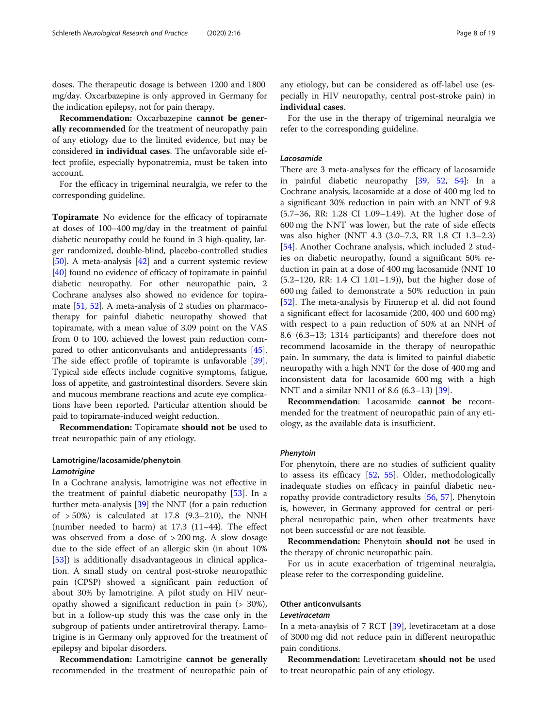doses. The therapeutic dosage is between 1200 and 1800 mg/day. Oxcarbazepine is only approved in Germany for the indication epilepsy, not for pain therapy.

**Recommendation:** Oxcarbazepine **cannot be generally recommended** for the treatment of neuropathy pain of any etiology due to the limited evidence, but may be considered **in individual cases**. The unfavorable side effect profile, especially hyponatremia, must be taken into account.

For the efficacy in trigeminal neuralgia, we refer to the corresponding guideline.

**Topiramate** No evidence for the efficacy of topiramate at doses of 100–400 mg/day in the treatment of painful diabetic neuropathy could be found in 3 high-quality, larger randomized, double-blind, placebo-controlled studies [50]. A meta-analysis [42] and a current systemic review [40] found no evidence of efficacy of topiramate in painful diabetic neuropathy. For other neuropathic pain, 2 Cochrane analyses also showed no evidence for topiramate [51, 52]. A meta-analysis of 2 studies on pharmacotherapy for painful diabetic neuropathy showed that topiramate, with a mean value of 3.09 point on the VAS from 0 to 100, achieved the lowest pain reduction compared to other anticonvulsants and antidepressants [45]. The side effect profile of topiramte is unfavorable [39]. Typical side effects include cognitive symptoms, fatigue, loss of appetite, and gastrointestinal disorders. Severe skin and mucous membrane reactions and acute eye complications have been reported. Particular attention should be paid to topiramate-induced weight reduction.

**Recommendation:** Topiramate **should not be** used to treat neuropathic pain of any etiology.

### Lamotrigine/lacosamide/phenytoin

#### *Lamotrigine*

In a Cochrane analysis, lamotrigine was not effective in the treatment of painful diabetic neuropathy [53]. In a further meta-analysis [39] the NNT (for a pain reduction of > 50%) is calculated at 17.8 (9.3–210), the NNH (number needed to harm) at 17.3 (11–44). The effect was observed from a dose of > 200 mg. A slow dosage due to the side effect of an allergic skin (in about 10% [53]) is additionally disadvantageous in clinical application. A small study on central post-stroke neuropathic pain (CPSP) showed a significant pain reduction of about 30% by lamotrigine. A pilot study on HIV neuropathy showed a significant reduction in pain (> 30%), but in a follow-up study this was the case only in the subgroup of patients under antiretroviral therapy. Lamotrigine is in Germany only approved for the treatment of epilepsy and bipolar disorders.

**Recommendation:** Lamotrigine **cannot be generally** recommended in the treatment of neuropathic pain of any etiology, but can be considered as off-label use (especially in HIV neuropathy, central post-stroke pain) in **individual cases**.

For the use in the therapy of trigeminal neuralgia we refer to the corresponding guideline.

#### *Lacosamide*

There are 3 meta-analyses for the efficacy of lacosamide in painful diabetic neuropathy [39, 52, 54]: In a Cochrane analysis, lacosamide at a dose of 400 mg led to a significant 30% reduction in pain with an NNT of 9.8 (5.7–36, RR: 1.28 CI 1.09–1.49). At the higher dose of 600 mg the NNT was lower, but the rate of side effects was also higher (NNT 4.3 (3.0–7.3, RR 1.8 CI 1.3–2.3) [54]. Another Cochrane analysis, which included 2 studies on diabetic neuropathy, found a significant 50% reduction in pain at a dose of 400 mg lacosamide (NNT 10 (5.2–120, RR: 1.4 CI 1.01–1.9)), but the higher dose of 600 mg failed to demonstrate a 50% reduction in pain [52]. The meta-analysis by Finnerup et al. did not found a significant effect for lacosamide (200, 400 und 600 mg) with respect to a pain reduction of 50% at an NNH of 8.6 (6.3–13; 1314 participants) and therefore does not recommend lacosamide in the therapy of neuropathic pain. In summary, the data is limited to painful diabetic neuropathy with a high NNT for the dose of 400 mg and inconsistent data for lacosamide 600 mg with a high NNT and a similar NNH of 8.6 (6.3–13) [39].

**Recommendation**: Lacosamide **cannot be** recommended for the treatment of neuropathic pain of any etiology, as the available data is insufficient.

#### *Phenytoin*

For phenytoin, there are no studies of sufficient quality to assess its efficacy [52, 55]. Older, methodologically inadequate studies on efficacy in painful diabetic neuropathy provide contradictory results [56, 57]. Phenytoin is, however, in Germany approved for central or peripheral neuropathic pain, when other treatments have not been successful or are not feasible.

**Recommendation:** Phenytoin **should not** be used in the therapy of chronic neuropathic pain.

For us in acute exacerbation of trigeminal neuralgia, please refer to the corresponding guideline.

### Other anticonvulsants

#### *Levetiracetam*

In a meta-anaylsis of 7 RCT [39], levetiracetam at a dose of 3000 mg did not reduce pain in different neuropathic pain conditions.

**Recommendation:** Levetiracetam **should not be** used to treat neuropathic pain of any etiology.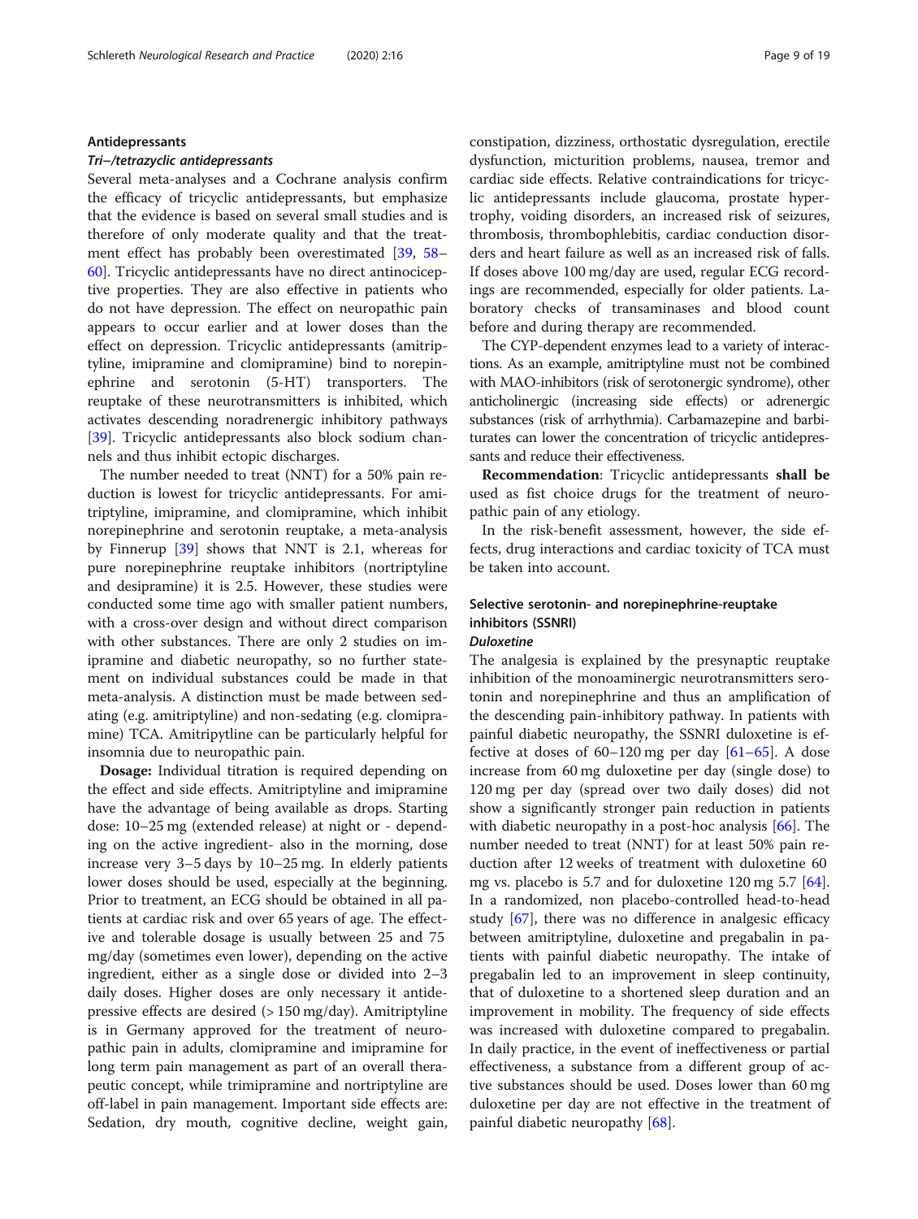## Antidepressants

### *Tri–/tetrazyclic antidepressants*

Several meta-analyses and a Cochrane analysis confirm the efficacy of tricyclic antidepressants, but emphasize that the evidence is based on several small studies and is therefore of only moderate quality and that the treatment effect has probably been overestimated [39, 58–60]. Tricyclic antidepressants have no direct antinociceptive properties. They are also effective in patients who do not have depression. The effect on neuropathic pain appears to occur earlier and at lower doses than the effect on depression. Tricyclic antidepressants (amitriptyline, imipramine and clomipramine) bind to norepinephrine and serotonin (5-HT) transporters. The reuptake of these neurotransmitters is inhibited, which activates descending noradrenergic inhibitory pathways [39]. Tricyclic antidepressants also block sodium channels and thus inhibit ectopic discharges.

The number needed to treat (NNT) for a 50% pain reduction is lowest for tricyclic antidepressants. For amitriptyline, imipramine, and clomipramine, which inhibit norepinephrine and serotonin reuptake, a meta-analysis by Finnerup [39] shows that NNT is 2.1, whereas for pure norepinephrine reuptake inhibitors (nortriptyline and desipramine) it is 2.5. However, these studies were conducted some time ago with smaller patient numbers, with a cross-over design and without direct comparison with other substances. There are only 2 studies on imipramine and diabetic neuropathy, so no further statement on individual substances could be made in that meta-analysis. A distinction must be made between sedating (e.g. amitriptyline) and non-sedating (e.g. clomipramine) TCA. Amitripytline can be particularly helpful for insomnia due to neuropathic pain.

**Dosage:** Individual titration is required depending on the effect and side effects. Amitriptyline and imipramine have the advantage of being available as drops. Starting dose: 10–25 mg (extended release) at night or - depending on the active ingredient- also in the morning, dose increase very 3–5 days by 10–25 mg. In elderly patients lower doses should be used, especially at the beginning. Prior to treatment, an ECG should be obtained in all patients at cardiac risk and over 65 years of age. The effective and tolerable dosage is usually between 25 and 75 mg/day (sometimes even lower), depending on the active ingredient, either as a single dose or divided into 2–3 daily doses. Higher doses are only necessary it antidepressive effects are desired (> 150 mg/day). Amitriptyline is in Germany approved for the treatment of neuropathic pain in adults, clomipramine and imipramine for long term pain management as part of an overall therapeutic concept, while trimipramine and nortriptyline are off-label in pain management. Important side effects are: Sedation, dry mouth, cognitive decline, weight gain, constipation, dizziness, orthostatic dysregulation, erectile dysfunction, micturition problems, nausea, tremor and cardiac side effects. Relative contraindications for tricyclic antidepressants include glaucoma, prostate hypertrophy, voiding disorders, an increased risk of seizures, thrombosis, thrombophlebitis, cardiac conduction disorders and heart failure as well as an increased risk of falls. If doses above 100 mg/day are used, regular ECG recordings are recommended, especially for older patients. Laboratory checks of transaminases and blood count before and during therapy are recommended.

The CYP-dependent enzymes lead to a variety of interactions. As an example, amitriptyline must not be combined with MAO-inhibitors (risk of serotonergic syndrome), other anticholinergic (increasing side effects) or adrenergic substances (risk of arrhythmia). Carbamazepine and barbiturates can lower the concentration of tricyclic antidepressants and reduce their effectiveness.

**Recommendation**: Tricyclic antidepressants **shall be** used as fist choice drugs for the treatment of neuropathic pain of any etiology.

In the risk-benefit assessment, however, the side effects, drug interactions and cardiac toxicity of TCA must be taken into account.

## Selective serotonin- and norepinephrine-reuptake inhibitors (SSNRI)

### *Duloxetine*

The analgesia is explained by the presynaptic reuptake inhibition of the monoaminergic neurotransmitters serotonin and norepinephrine and thus an amplification of the descending pain-inhibitory pathway. In patients with painful diabetic neuropathy, the SSNRI duloxetine is effective at doses of 60–120 mg per day [61–65]. A dose increase from 60 mg duloxetine per day (single dose) to 120 mg per day (spread over two daily doses) did not show a significantly stronger pain reduction in patients with diabetic neuropathy in a post-hoc analysis [66]. The number needed to treat (NNT) for at least 50% pain reduction after 12 weeks of treatment with duloxetine 60 mg vs. placebo is 5.7 and for duloxetine 120 mg 5.7 [64]. In a randomized, non placebo-controlled head-to-head study [67], there was no difference in analgesic efficacy between amitriptyline, duloxetine and pregabalin in patients with painful diabetic neuropathy. The intake of pregabalin led to an improvement in sleep continuity, that of duloxetine to a shortened sleep duration and an improvement in mobility. The frequency of side effects was increased with duloxetine compared to pregabalin. In daily practice, in the event of ineffectiveness or partial effectiveness, a substance from a different group of active substances should be used. Doses lower than 60 mg duloxetine per day are not effective in the treatment of painful diabetic neuropathy [68].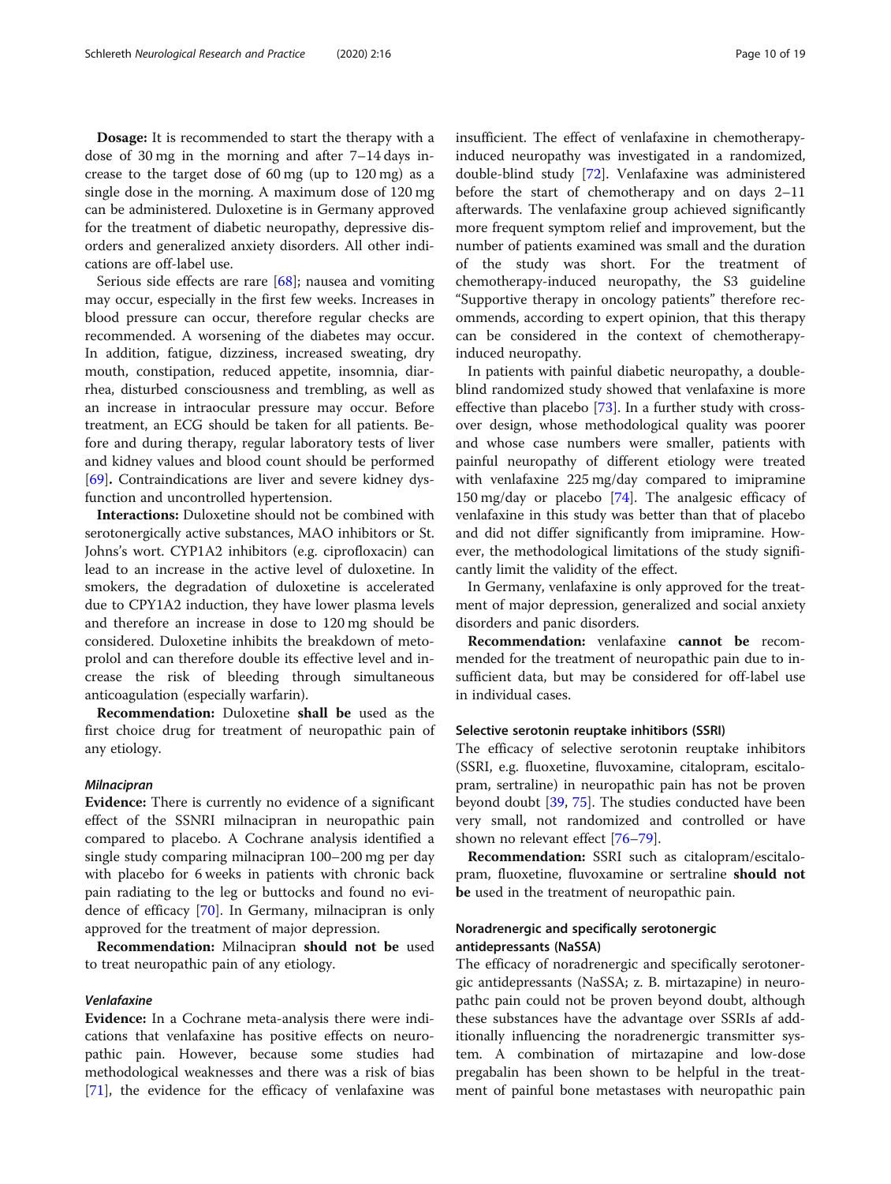**Dosage:** It is recommended to start the therapy with a dose of 30 mg in the morning and after 7–14 days increase to the target dose of 60 mg (up to 120 mg) as a single dose in the morning. A maximum dose of 120 mg can be administered. Duloxetine is in Germany approved for the treatment of diabetic neuropathy, depressive disorders and generalized anxiety disorders. All other indications are off-label use.

Serious side effects are rare [68]; nausea and vomiting may occur, especially in the first few weeks. Increases in blood pressure can occur, therefore regular checks are recommended. A worsening of the diabetes may occur. In addition, fatigue, dizziness, increased sweating, dry mouth, constipation, reduced appetite, insomnia, diarrhea, disturbed consciousness and trembling, as well as an increase in intraocular pressure may occur. Before treatment, an ECG should be taken for all patients. Before and during therapy, regular laboratory tests of liver and kidney values and blood count should be performed [69]. Contraindications are liver and severe kidney dysfunction and uncontrolled hypertension.

**Interactions:** Duloxetine should not be combined with serotonergically active substances, MAO inhibitors or St. Johns's wort. CYP1A2 inhibitors (e.g. ciprofloxacin) can lead to an increase in the active level of duloxetine. In smokers, the degradation of duloxetine is accelerated due to CPY1A2 induction, they have lower plasma levels and therefore an increase in dose to 120 mg should be considered. Duloxetine inhibits the breakdown of metoprolol and can therefore double its effective level and increase the risk of bleeding through simultaneous anticoagulation (especially warfarin).

**Recommendation:** Duloxetine **shall be** used as the first choice drug for treatment of neuropathic pain of any etiology.

#### *Milnacipran*

**Evidence:** There is currently no evidence of a significant effect of the SSNRI milnacipran in neuropathic pain compared to placebo. A Cochrane analysis identified a single study comparing milnacipran 100–200 mg per day with placebo for 6 weeks in patients with chronic back pain radiating to the leg or buttocks and found no evidence of efficacy [70]. In Germany, milnacipran is only approved for the treatment of major depression.

**Recommendation:** Milnacipran **should not be** used to treat neuropathic pain of any etiology.

#### *Venlafaxine*

**Evidence:** In a Cochrane meta-analysis there were indications that venlafaxine has positive effects on neuropathic pain. However, because some studies had methodological weaknesses and there was a risk of bias [71], the evidence for the efficacy of venlafaxine was insufficient. The effect of venlafaxine in chemotherapy-induced neuropathy was investigated in a randomized, double-blind study [72]. Venlafaxine was administered before the start of chemotherapy and on days 2–11 afterwards. The venlafaxine group achieved significantly more frequent symptom relief and improvement, but the number of patients examined was small and the duration of the study was short. For the treatment of chemotherapy-induced neuropathy, the S3 guideline "Supportive therapy in oncology patients" therefore recommends, according to expert opinion, that this therapy can be considered in the context of chemotherapy-induced neuropathy.

In patients with painful diabetic neuropathy, a double-blind randomized study showed that venlafaxine is more effective than placebo [73]. In a further study with cross-over design, whose methodological quality was poorer and whose case numbers were smaller, patients with painful neuropathy of different etiology were treated with venlafaxine 225 mg/day compared to imipramine 150 mg/day or placebo [74]. The analgesic efficacy of venlafaxine in this study was better than that of placebo and did not differ significantly from imipramine. However, the methodological limitations of the study significantly limit the validity of the effect.

In Germany, venlafaxine is only approved for the treatment of major depression, generalized and social anxiety disorders and panic disorders.

**Recommendation:** venlafaxine **cannot be** recommended for the treatment of neuropathic pain due to insufficient data, but may be considered for off-label use in individual cases.

### Selective serotonin reuptake inhibitors (SSRI)

The efficacy of selective serotonin reuptake inhibitors (SSRI, e.g. fluoxetine, fluvoxamine, citalopram, escitalopram, sertraline) in neuropathic pain has not be proven beyond doubt [39, 75]. The studies conducted have been very small, not randomized and controlled or have shown no relevant effect [76–79].

**Recommendation:** SSRI such as citalopram/escitalopram, fluoxetine, fluvoxamine or sertraline **should not be** used in the treatment of neuropathic pain.

### Noradrenergic and specifically serotonergic antidepressants (NaSSA)

The efficacy of noradrenergic and specifically serotonergic antidepressants (NaSSA; z. B. mirtazapine) in neuropathc pain could not be proven beyond doubt, although these substances have the advantage over SSRIs af additionally influencing the noradrenergic transmitter system. A combination of mirtazapine and low-dose pregabalin has been shown to be helpful in the treatment of painful bone metastases with neuropathic pain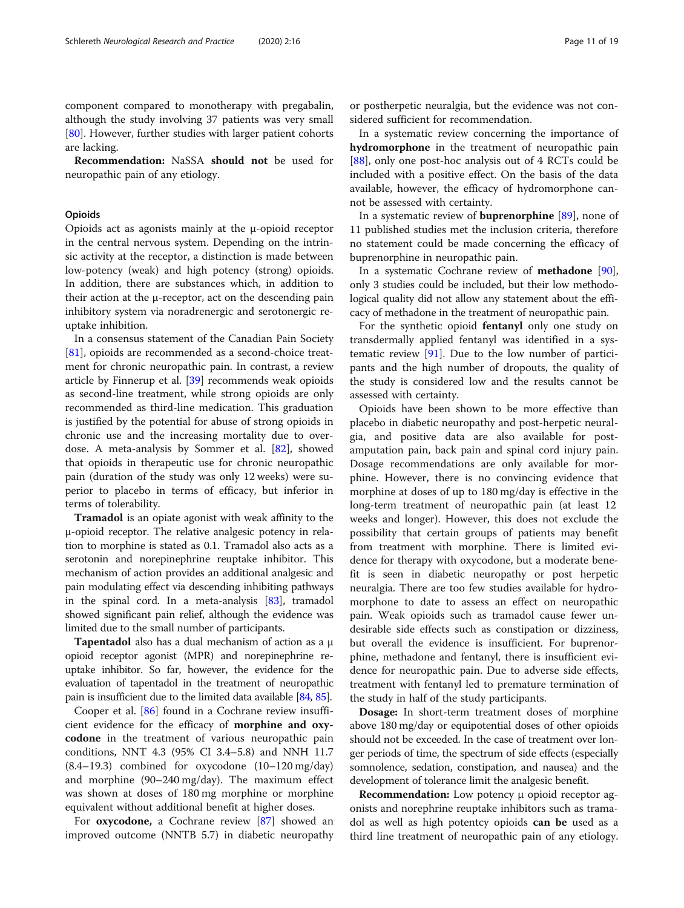component compared to monotherapy with pregabalin, although the study involving 37 patients was very small [80]. However, further studies with larger patient cohorts are lacking.

**Recommendation:** NaSSA **should not** be used for neuropathic pain of any etiology.

### Opioids

Opioids act as agonists mainly at the μ-opioid receptor in the central nervous system. Depending on the intrinsic activity at the receptor, a distinction is made between low-potency (weak) and high potency (strong) opioids. In addition, there are substances which, in addition to their action at the μ-receptor, act on the descending pain inhibitory system via noradrenergic and serotonergic reuptake inhibition.

In a consensus statement of the Canadian Pain Society [81], opioids are recommended as a second-choice treatment for chronic neuropathic pain. In contrast, a review article by Finnerup et al. [39] recommends weak opioids as second-line treatment, while strong opioids are only recommended as third-line medication. This graduation is justified by the potential for abuse of strong opioids in chronic use and the increasing mortality due to overdose. A meta-analysis by Sommer et al. [82], showed that opioids in therapeutic use for chronic neuropathic pain (duration of the study was only 12 weeks) were superior to placebo in terms of efficacy, but inferior in terms of tolerability.

**Tramadol** is an opiate agonist with weak affinity to the μ-opioid receptor. The relative analgesic potency in relation to morphine is stated as 0.1. Tramadol also acts as a serotonin and norepinephrine reuptake inhibitor. This mechanism of action provides an additional analgesic and pain modulating effect via descending inhibiting pathways in the spinal cord. In a meta-analysis [83], tramadol showed significant pain relief, although the evidence was limited due to the small number of participants.

**Tapentadol** also has a dual mechanism of action as a μ opioid receptor agonist (MPR) and norepinephrine reuptake inhibitor. So far, however, the evidence for the evaluation of tapentadol in the treatment of neuropathic pain is insufficient due to the limited data available [84, 85].

Cooper et al. [86] found in a Cochrane review insufficient evidence for the efficacy of **morphine and oxycodone** in the treatment of various neuropathic pain conditions, NNT 4.3 (95% CI 3.4–5.8) and NNH 11.7 (8.4–19.3) combined for oxycodone (10–120 mg/day) and morphine (90–240 mg/day). The maximum effect was shown at doses of 180 mg morphine or morphine equivalent without additional benefit at higher doses.

For **oxycodone,** a Cochrane review [87] showed an improved outcome (NNTB 5.7) in diabetic neuropathy or postherpetic neuralgia, but the evidence was not considered sufficient for recommendation.

In a systematic review concerning the importance of **hydromorphone** in the treatment of neuropathic pain [88], only one post-hoc analysis out of 4 RCTs could be included with a positive effect. On the basis of the data available, however, the efficacy of hydromorphone cannot be assessed with certainty.

In a systematic review of **buprenorphine** [89], none of 11 published studies met the inclusion criteria, therefore no statement could be made concerning the efficacy of buprenorphine in neuropathic pain.

In a systematic Cochrane review of **methadone** [90], only 3 studies could be included, but their low methodological quality did not allow any statement about the efficacy of methadone in the treatment of neuropathic pain.

For the synthetic opioid **fentanyl** only one study on transdermally applied fentanyl was identified in a systematic review [91]. Due to the low number of participants and the high number of dropouts, the quality of the study is considered low and the results cannot be assessed with certainty.

Opioids have been shown to be more effective than placebo in diabetic neuropathy and post-herpetic neuralgia, and positive data are also available for post-amputation pain, back pain and spinal cord injury pain. Dosage recommendations are only available for morphine. However, there is no convincing evidence that morphine at doses of up to 180 mg/day is effective in the long-term treatment of neuropathic pain (at least 12 weeks and longer). However, this does not exclude the possibility that certain groups of patients may benefit from treatment with morphine. There is limited evidence for therapy with oxycodone, but a moderate benefit is seen in diabetic neuropathy or post herpetic neuralgia. There are too few studies available for hydromorphone to date to assess an effect on neuropathic pain. Weak opioids such as tramadol cause fewer undesirable side effects such as constipation or dizziness, but overall the evidence is insufficient. For buprenorphine, methadone and fentanyl, there is insufficient evidence for neuropathic pain. Due to adverse side effects, treatment with fentanyl led to premature termination of the study in half of the study participants.

**Dosage:** In short-term treatment doses of morphine above 180 mg/day or equipotential doses of other opioids should not be exceeded. In the case of treatment over longer periods of time, the spectrum of side effects (especially somnolence, sedation, constipation, and nausea) and the development of tolerance limit the analgesic benefit.

**Recommendation:** Low potency μ opioid receptor agonists and norephrine reuptake inhibitors such as tramadol as well as high potentcy opioids **can be** used as a third line treatment of neuropathic pain of any etiology.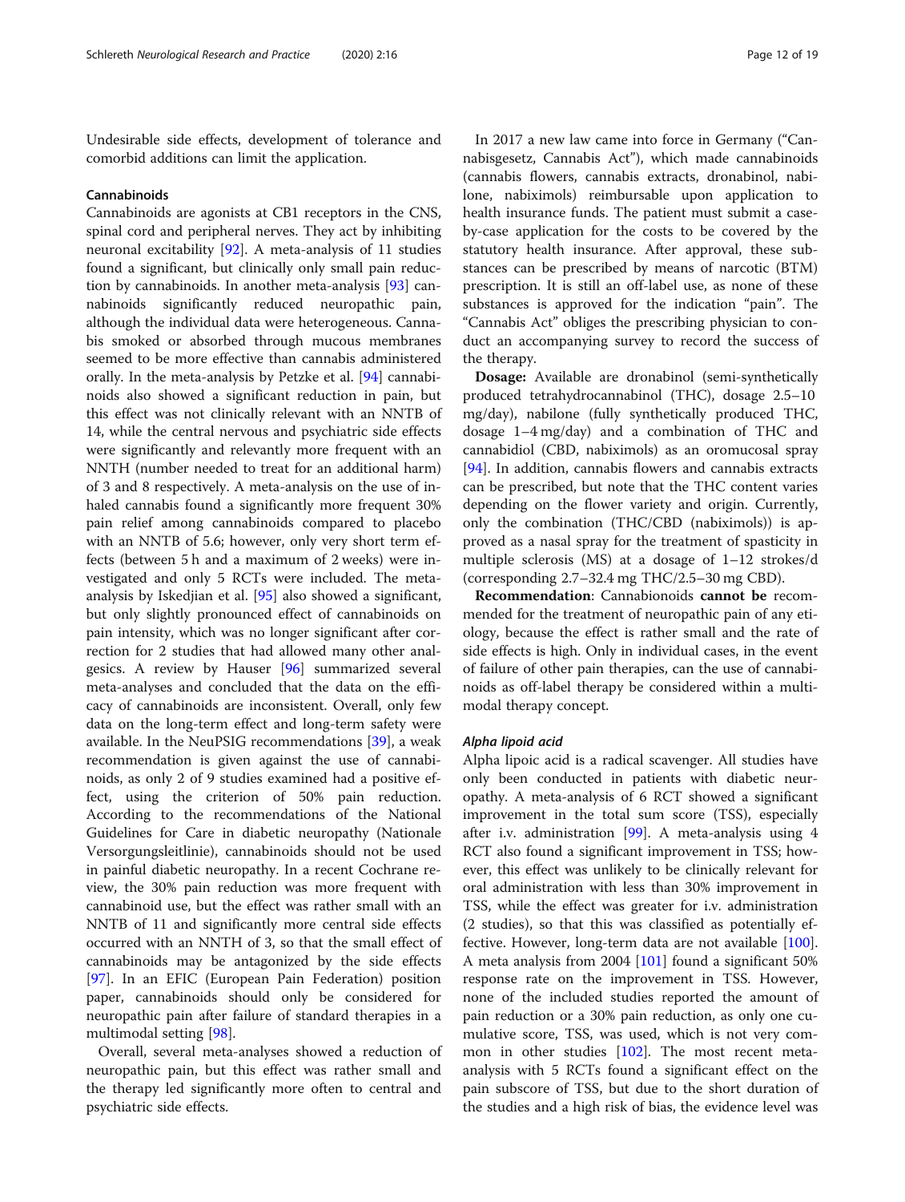Undesirable side effects, development of tolerance and comorbid additions can limit the application.

### Cannabinoids

Cannabinoids are agonists at CB1 receptors in the CNS, spinal cord and peripheral nerves. They act by inhibiting neuronal excitability [92]. A meta-analysis of 11 studies found a significant, but clinically only small pain reduction by cannabinoids. In another meta-analysis [93] cannabinoids significantly reduced neuropathic pain, although the individual data were heterogeneous. Cannabis smoked or absorbed through mucous membranes seemed to be more effective than cannabis administered orally. In the meta-analysis by Petzke et al. [94] cannabinoids also showed a significant reduction in pain, but this effect was not clinically relevant with an NNTB of 14, while the central nervous and psychiatric side effects were significantly and relevantly more frequent with an NNTH (number needed to treat for an additional harm) of 3 and 8 respectively. A meta-analysis on the use of inhaled cannabis found a significantly more frequent 30% pain relief among cannabinoids compared to placebo with an NNTB of 5.6; however, only very short term effects (between 5 h and a maximum of 2 weeks) were investigated and only 5 RCTs were included. The meta-analysis by Iskedjian et al. [95] also showed a significant, but only slightly pronounced effect of cannabinoids on pain intensity, which was no longer significant after correction for 2 studies that had allowed many other analgesics. A review by Hauser [96] summarized several meta-analyses and concluded that the data on the efficacy of cannabinoids are inconsistent. Overall, only few data on the long-term effect and long-term safety were available. In the NeuPSIG recommendations [39], a weak recommendation is given against the use of cannabinoids, as only 2 of 9 studies examined had a positive effect, using the criterion of 50% pain reduction. According to the recommendations of the National Guidelines for Care in diabetic neuropathy (Nationale Versorgungsleitlinie), cannabinoids should not be used in painful diabetic neuropathy. In a recent Cochrane review, the 30% pain reduction was more frequent with cannabinoid use, but the effect was rather small with an NNTB of 11 and significantly more central side effects occurred with an NNTH of 3, so that the small effect of cannabinoids may be antagonized by the side effects [97]. In an EFIC (European Pain Federation) position paper, cannabinoids should only be considered for neuropathic pain after failure of standard therapies in a multimodal setting [98].

Overall, several meta-analyses showed a reduction of neuropathic pain, but this effect was rather small and the therapy led significantly more often to central and psychiatric side effects.

In 2017 a new law came into force in Germany ("Cannabisgesetz, Cannabis Act"), which made cannabinoids (cannabis flowers, cannabis extracts, dronabinol, nabilone, nabiximols) reimbursable upon application to health insurance funds. The patient must submit a case-by-case application for the costs to be covered by the statutory health insurance. After approval, these substances can be prescribed by means of narcotic (BTM) prescription. It is still an off-label use, as none of these substances is approved for the indication "pain". The "Cannabis Act" obliges the prescribing physician to conduct an accompanying survey to record the success of the therapy.

**Dosage:** Available are dronabinol (semi-synthetically produced tetrahydrocannabinol (THC), dosage 2.5–10 mg/day), nabilone (fully synthetically produced THC, dosage 1–4 mg/day) and a combination of THC and cannabidiol (CBD, nabiximols) as an oromucosal spray [94]. In addition, cannabis flowers and cannabis extracts can be prescribed, but note that the THC content varies depending on the flower variety and origin. Currently, only the combination (THC/CBD (nabiximols)) is approved as a nasal spray for the treatment of spasticity in multiple sclerosis (MS) at a dosage of 1–12 strokes/d (corresponding 2.7–32.4 mg THC/2.5–30 mg CBD).

**Recommendation**: Cannabionoids **cannot be** recommended for the treatment of neuropathic pain of any etiology, because the effect is rather small and the rate of side effects is high. Only in individual cases, in the event of failure of other pain therapies, can the use of cannabinoids as off-label therapy be considered within a multimodal therapy concept.

#### *Alpha lipoid acid*

Alpha lipoic acid is a radical scavenger. All studies have only been conducted in patients with diabetic neuropathy. A meta-analysis of 6 RCT showed a significant improvement in the total sum score (TSS), especially after i.v. administration [99]. A meta-analysis using 4 RCT also found a significant improvement in TSS; however, this effect was unlikely to be clinically relevant for oral administration with less than 30% improvement in TSS, while the effect was greater for i.v. administration (2 studies), so that this was classified as potentially effective. However, long-term data are not available [100]. A meta analysis from 2004 [101] found a significant 50% response rate on the improvement in TSS. However, none of the included studies reported the amount of pain reduction or a 30% pain reduction, as only one cumulative score, TSS, was used, which is not very common in other studies [102]. The most recent meta-analysis with 5 RCTs found a significant effect on the pain subscore of TSS, but due to the short duration of the studies and a high risk of bias, the evidence level was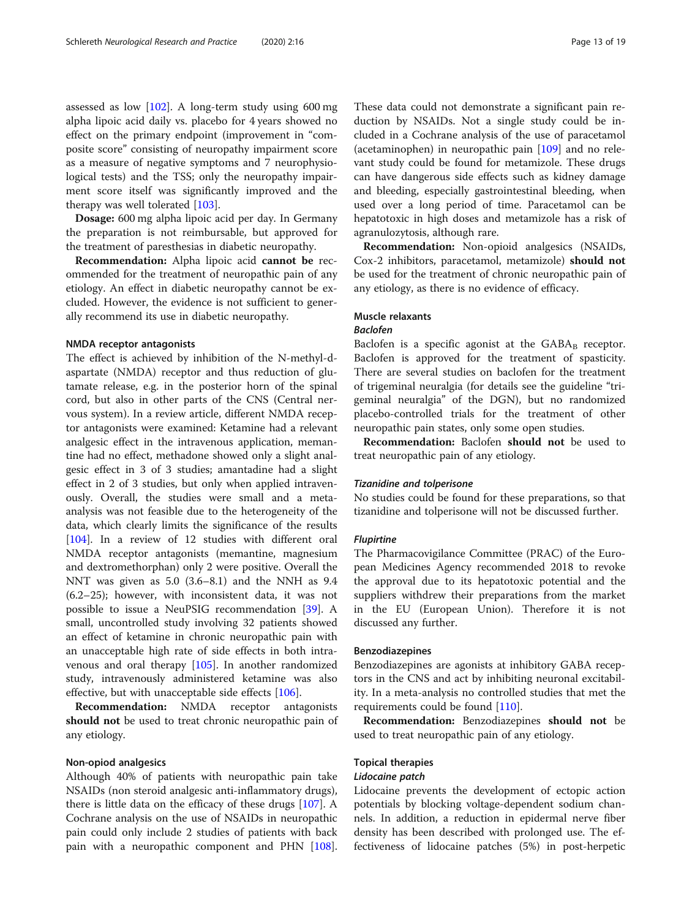assessed as low [102]. A long-term study using 600 mg alpha lipoic acid daily vs. placebo for 4 years showed no effect on the primary endpoint (improvement in "composite score" consisting of neuropathy impairment score as a measure of negative symptoms and 7 neurophysiological tests) and the TSS; only the neuropathy impairment score itself was significantly improved and the therapy was well tolerated [103].

**Dosage:** 600 mg alpha lipoic acid per day. In Germany the preparation is not reimbursable, but approved for the treatment of paresthesias in diabetic neuropathy.

**Recommendation:** Alpha lipoic acid **cannot be** recommended for the treatment of neuropathic pain of any etiology. An effect in diabetic neuropathy cannot be excluded. However, the evidence is not sufficient to generally recommend its use in diabetic neuropathy.

#### NMDA receptor antagonists

The effect is achieved by inhibition of the N-methyl-d-aspartate (NMDA) receptor and thus reduction of glutamate release, e.g. in the posterior horn of the spinal cord, but also in other parts of the CNS (Central nervous system). In a review article, different NMDA receptor antagonists were examined: Ketamine had a relevant analgesic effect in the intravenous application, memantine had no effect, methadone showed only a slight analgesic effect in 3 of 3 studies; amantadine had a slight effect in 2 of 3 studies, but only when applied intravenously. Overall, the studies were small and a meta-analysis was not feasible due to the heterogeneity of the data, which clearly limits the significance of the results [104]. In a review of 12 studies with different oral NMDA receptor antagonists (memantine, magnesium and dextromethorphan) only 2 were positive. Overall the NNT was given as 5.0 (3.6–8.1) and the NNH as 9.4 (6.2–25); however, with inconsistent data, it was not possible to issue a NeuPSIG recommendation [39]. A small, uncontrolled study involving 32 patients showed an effect of ketamine in chronic neuropathic pain with an unacceptable high rate of side effects in both intravenous and oral therapy [105]. In another randomized study, intravenously administered ketamine was also effective, but with unacceptable side effects [106].

**Recommendation:** NMDA receptor antagonists **should not** be used to treat chronic neuropathic pain of any etiology.

#### Non-opiod analgesics

Although 40% of patients with neuropathic pain take NSAIDs (non steroid analgesic anti-inflammatory drugs), there is little data on the efficacy of these drugs [107]. A Cochrane analysis on the use of NSAIDs in neuropathic pain could only include 2 studies of patients with back pain with a neuropathic component and PHN [108]. These data could not demonstrate a significant pain reduction by NSAIDs. Not a single study could be included in a Cochrane analysis of the use of paracetamol (acetaminophen) in neuropathic pain [109] and no relevant study could be found for metamizole. These drugs can have dangerous side effects such as kidney damage and bleeding, especially gastrointestinal bleeding, when used over a long period of time. Paracetamol can be hepatotoxic in high doses and metamizole has a risk of agranulozytosis, although rare.

**Recommendation:** Non-opioid analgesics (NSAIDs, Cox-2 inhibitors, paracetamol, metamizole) **should not** be used for the treatment of chronic neuropathic pain of any etiology, as there is no evidence of efficacy.

#### Muscle relaxants

##### *Baclofen*

Baclofen is a specific agonist at the $GABA_B$ receptor. Baclofen is approved for the treatment of spasticity. There are several studies on baclofen for the treatment of trigeminal neuralgia (for details see the guideline "trigeminal neuralgia" of the DGN), but no randomized placebo-controlled trials for the treatment of other neuropathic pain states, only some open studies.

**Recommendation:** Baclofen **should not** be used to treat neuropathic pain of any etiology.

##### *Tizanidine and tolperisone*

No studies could be found for these preparations, so that tizanidine and tolperisone will not be discussed further.

##### *Flupirtine*

The Pharmacovigilance Committee (PRAC) of the European Medicines Agency recommended 2018 to revoke the approval due to its hepatotoxic potential and the suppliers withdrew their preparations from the market in the EU (European Union). Therefore it is not discussed any further.

#### Benzodiazepines

Benzodiazepines are agonists at inhibitory GABA receptors in the CNS and act by inhibiting neuronal excitability. In a meta-analysis no controlled studies that met the requirements could be found [110].

**Recommendation:** Benzodiazepines **should not** be used to treat neuropathic pain of any etiology.

#### Topical therapies

##### *Lidocaine patch*

Lidocaine prevents the development of ectopic action potentials by blocking voltage-dependent sodium channels. In addition, a reduction in epidermal nerve fiber density has been described with prolonged use. The effectiveness of lidocaine patches (5%) in post-herpetic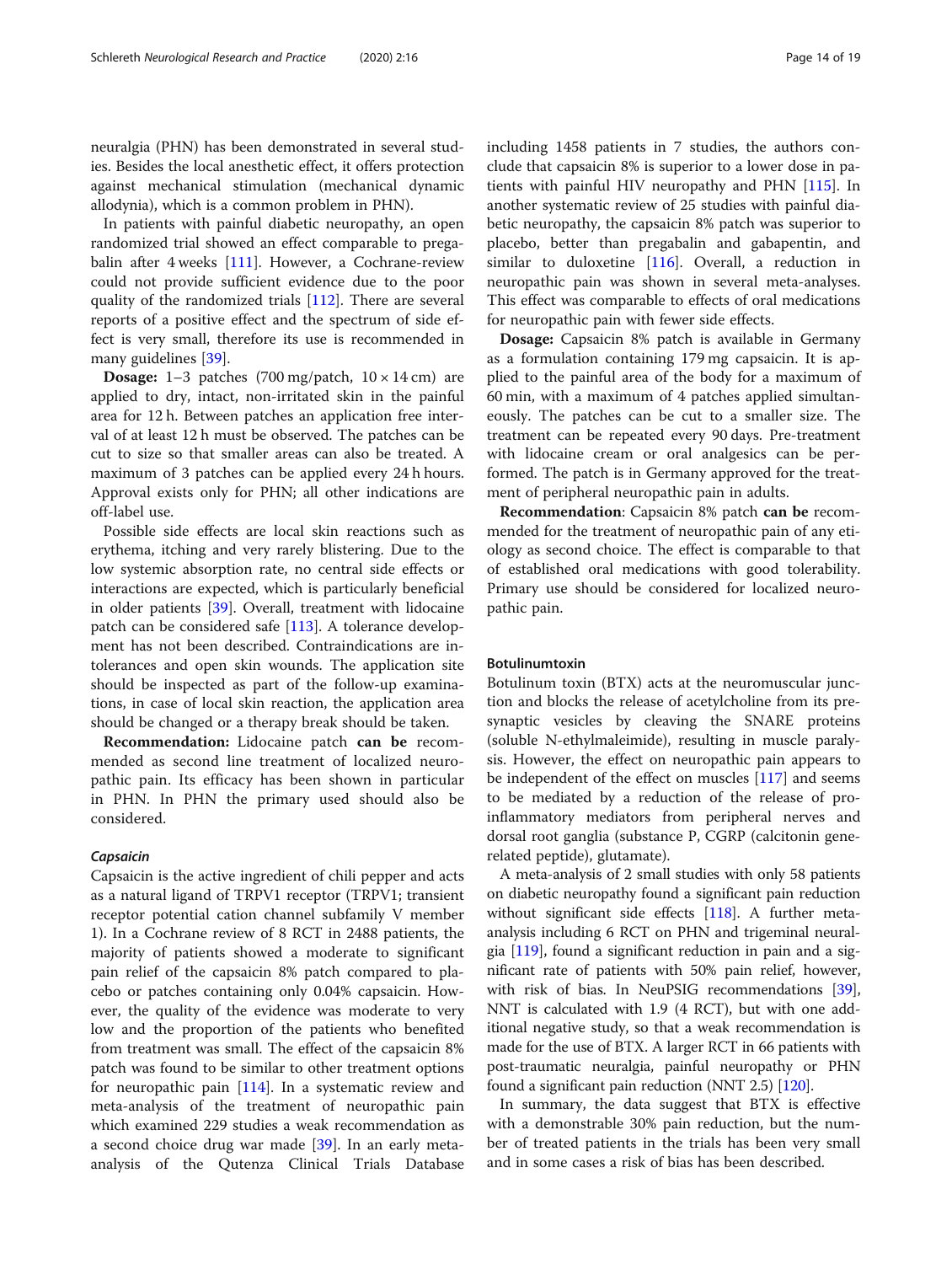neuralgia (PHN) has been demonstrated in several studies. Besides the local anesthetic effect, it offers protection against mechanical stimulation (mechanical dynamic allodynia), which is a common problem in PHN).

In patients with painful diabetic neuropathy, an open randomized trial showed an effect comparable to pregabalin after 4 weeks [111]. However, a Cochrane-review could not provide sufficient evidence due to the poor quality of the randomized trials [112]. There are several reports of a positive effect and the spectrum of side effect is very small, therefore its use is recommended in many guidelines [39].

**Dosage:** 1–3 patches (700 mg/patch, 10 × 14 cm) are applied to dry, intact, non-irritated skin in the painful area for 12 h. Between patches an application free interval of at least 12 h must be observed. The patches can be cut to size so that smaller areas can also be treated. A maximum of 3 patches can be applied every 24 h hours. Approval exists only for PHN; all other indications are off-label use.

Possible side effects are local skin reactions such as erythema, itching and very rarely blistering. Due to the low systemic absorption rate, no central side effects or interactions are expected, which is particularly beneficial in older patients [39]. Overall, treatment with lidocaine patch can be considered safe [113]. A tolerance development has not been described. Contraindications are intolerances and open skin wounds. The application site should be inspected as part of the follow-up examinations, in case of local skin reaction, the application area should be changed or a therapy break should be taken.

**Recommendation:** Lidocaine patch **can be** recommended as second line treatment of localized neuropathic pain. Its efficacy has been shown in particular in PHN. In PHN the primary used should also be considered.

### *Capsaicin*

Capsaicin is the active ingredient of chili pepper and acts as a natural ligand of TRPV1 receptor (TRPV1; transient receptor potential cation channel subfamily V member 1). In a Cochrane review of 8 RCT in 2488 patients, the majority of patients showed a moderate to significant pain relief of the capsaicin 8% patch compared to placebo or patches containing only 0.04% capsaicin. However, the quality of the evidence was moderate to very low and the proportion of the patients who benefited from treatment was small. The effect of the capsaicin 8% patch was found to be similar to other treatment options for neuropathic pain [114]. In a systematic review and meta-analysis of the treatment of neuropathic pain which examined 229 studies a weak recommendation as a second choice drug war made [39]. In an early meta-analysis of the Qutenza Clinical Trials Database including 1458 patients in 7 studies, the authors conclude that capsaicin 8% is superior to a lower dose in patients with painful HIV neuropathy and PHN [115]. In another systematic review of 25 studies with painful diabetic neuropathy, the capsaicin 8% patch was superior to placebo, better than pregabalin and gabapentin, and similar to duloxetine [116]. Overall, a reduction in neuropathic pain was shown in several meta-analyses. This effect was comparable to effects of oral medications for neuropathic pain with fewer side effects.

**Dosage:** Capsaicin 8% patch is available in Germany as a formulation containing 179 mg capsaicin. It is applied to the painful area of the body for a maximum of 60 min, with a maximum of 4 patches applied simultaneously. The patches can be cut to a smaller size. The treatment can be repeated every 90 days. Pre-treatment with lidocaine cream or oral analgesics can be performed. The patch is in Germany approved for the treatment of peripheral neuropathic pain in adults.

**Recommendation**: Capsaicin 8% patch **can be** recommended for the treatment of neuropathic pain of any etiology as second choice. The effect is comparable to that of established oral medications with good tolerability. Primary use should be considered for localized neuropathic pain.

### Botulinumtoxin

Botulinum toxin (BTX) acts at the neuromuscular junction and blocks the release of acetylcholine from its presynaptic vesicles by cleaving the SNARE proteins (soluble N-ethylmaleimide), resulting in muscle paralysis. However, the effect on neuropathic pain appears to be independent of the effect on muscles [117] and seems to be mediated by a reduction of the release of pro-inflammatory mediators from peripheral nerves and dorsal root ganglia (substance P, CGRP (calcitonin gene-related peptide), glutamate).

A meta-analysis of 2 small studies with only 58 patients on diabetic neuropathy found a significant pain reduction without significant side effects [118]. A further meta-analysis including 6 RCT on PHN and trigeminal neuralgia [119], found a significant reduction in pain and a significant rate of patients with 50% pain relief, however, with risk of bias. In NeuPSIG recommendations [39], NNT is calculated with 1.9 (4 RCT), but with one additional negative study, so that a weak recommendation is made for the use of BTX. A larger RCT in 66 patients with post-traumatic neuralgia, painful neuropathy or PHN found a significant pain reduction (NNT 2.5) [120].

In summary, the data suggest that BTX is effective with a demonstrable 30% pain reduction, but the number of treated patients in the trials has been very small and in some cases a risk of bias has been described.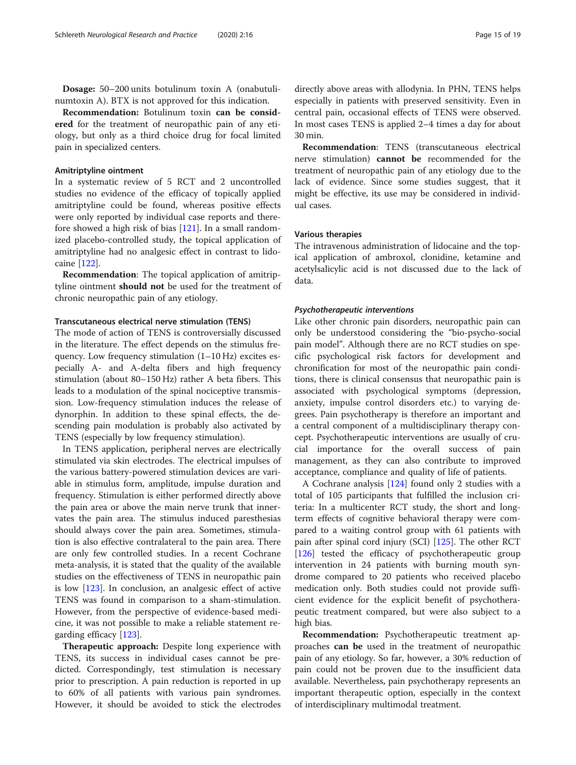**Dosage:** 50–200 units botulinum toxin A (onabotulinumtoxin A). BTX is not approved for this indication.

**Recommendation:** Botulinum toxin **can be considered** for the treatment of neuropathic pain of any etiology, but only as a third choice drug for focal limited pain in specialized centers.

#### Amitriptyline ointment

In a systematic review of 5 RCT and 2 uncontrolled studies no evidence of the efficacy of topically applied amitriptyline could be found, whereas positive effects were only reported by individual case reports and therefore showed a high risk of bias [121]. In a small randomized placebo-controlled study, the topical application of amitriptyline had no analgesic effect in contrast to lidocaine [122].

**Recommendation**: The topical application of amitriptyline ointment **should not** be used for the treatment of chronic neuropathic pain of any etiology.

#### Transcutaneous electrical nerve stimulation (TENS)

The mode of action of TENS is controversially discussed in the literature. The effect depends on the stimulus frequency. Low frequency stimulation (1–10 Hz) excites especially A- and A-delta fibers and high frequency stimulation (about 80–150 Hz) rather A beta fibers. This leads to a modulation of the spinal nociceptive transmission. Low-frequency stimulation induces the release of dynorphin. In addition to these spinal effects, the descending pain modulation is probably also activated by TENS (especially by low frequency stimulation).

In TENS application, peripheral nerves are electrically stimulated via skin electrodes. The electrical impulses of the various battery-powered stimulation devices are variable in stimulus form, amplitude, impulse duration and frequency. Stimulation is either performed directly above the pain area or above the main nerve trunk that innervates the pain area. The stimulus induced paresthesias should always cover the pain area. Sometimes, stimulation is also effective contralateral to the pain area. There are only few controlled studies. In a recent Cochrane meta-analysis, it is stated that the quality of the available studies on the effectiveness of TENS in neuropathic pain is low [123]. In conclusion, an analgesic effect of active TENS was found in comparison to a sham-stimulation. However, from the perspective of evidence-based medicine, it was not possible to make a reliable statement regarding efficacy [123].

**Therapeutic approach:** Despite long experience with TENS, its success in individual cases cannot be predicted. Correspondingly, test stimulation is necessary prior to prescription. A pain reduction is reported in up to 60% of all patients with various pain syndromes. However, it should be avoided to stick the electrodes directly above areas with allodynia. In PHN, TENS helps especially in patients with preserved sensitivity. Even in central pain, occasional effects of TENS were observed. In most cases TENS is applied 2–4 times a day for about 30 min.

**Recommendation**: TENS (transcutaneous electrical nerve stimulation) **cannot be** recommended for the treatment of neuropathic pain of any etiology due to the lack of evidence. Since some studies suggest, that it might be effective, its use may be considered in individual cases.

#### Various therapies

The intravenous administration of lidocaine and the topical application of ambroxol, clonidine, ketamine and acetylsalicylic acid is not discussed due to the lack of data.

### *Psychotherapeutic interventions*

Like other chronic pain disorders, neuropathic pain can only be understood considering the "bio-psycho-social pain model". Although there are no RCT studies on specific psychological risk factors for development and chronification for most of the neuropathic pain conditions, there is clinical consensus that neuropathic pain is associated with psychological symptoms (depression, anxiety, impulse control disorders etc.) to varying degrees. Pain psychotherapy is therefore an important and a central component of a multidisciplinary therapy concept. Psychotherapeutic interventions are usually of crucial importance for the overall success of pain management, as they can also contribute to improved acceptance, compliance and quality of life of patients.

A Cochrane analysis [124] found only 2 studies with a total of 105 participants that fulfilled the inclusion criteria: In a multicenter RCT study, the short and long-term effects of cognitive behavioral therapy were compared to a waiting control group with 61 patients with pain after spinal cord injury (SCI) [125]. The other RCT [126] tested the efficacy of psychotherapeutic group intervention in 24 patients with burning mouth syndrome compared to 20 patients who received placebo medication only. Both studies could not provide sufficient evidence for the explicit benefit of psychotherapeutic treatment compared, but were also subject to a high bias.

**Recommendation:** Psychotherapeutic treatment approaches **can be** used in the treatment of neuropathic pain of any etiology. So far, however, a 30% reduction of pain could not be proven due to the insufficient data available. Nevertheless, pain psychotherapy represents an important therapeutic option, especially in the context of interdisciplinary multimodal treatment.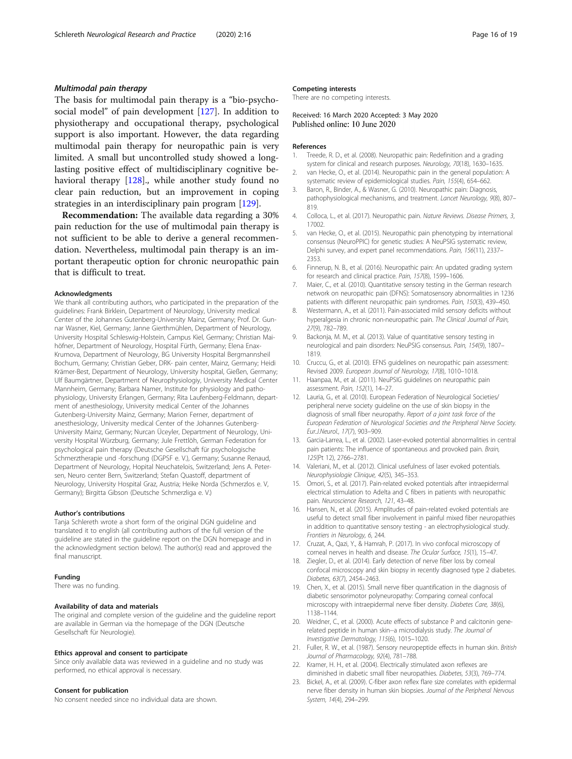### Multimodal pain therapy

The basis for multimodal pain therapy is a "bio-psycho-social model" of pain development [127]. In addition to physiotherapy and occupational therapy, psychological support is also important. However, the data regarding multimodal pain therapy for neuropathic pain is very limited. A small but uncontrolled study showed a long-lasting positive effect of multidisciplinary cognitive behavioral therapy [128]., while another study found no clear pain reduction, but an improvement in coping strategies in an interdisciplinary pain program [129].

**Recommendation:** The available data regarding a 30% pain reduction for the use of multimodal pain therapy is not sufficient to be able to derive a general recommendation. Nevertheless, multimodal pain therapy is an important therapeutic option for chronic neuropathic pain that is difficult to treat.

#### Acknowledgments

We thank all contributing authors, who participated in the preparation of the guidelines: Frank Birklein, Department of Neurology, University medical Center of the Johannes Gutenberg-University Mainz, Germany; Prof. Dr. Gunnar Wasner, Kiel, Germany; Janne Gierthmühlen, Department of Neurology, University Hospital Schleswig-Holstein, Campus Kiel, Germany; Christian Maihöfner, Department of Neurology, Hospital Fürth, Germany; Elena Enax-Krumova, Department of Neurology, BG University Hospital Bergmannsheil Bochum, Germany; Christian Geber, DRK- pain center, Mainz, Germany; Heidi Krämer-Best, Department of Neurology, University hospital, Gießen, Germany; Ulf Baumgärtner, Department of Neurophysiologiy, University Medical Center Mannheim, Germany; Barbara Namer, Institute for physiology and pathophysiology, University Erlangen, Germany; Rita Laufenberg-Feldmann, department of anesthesiology, University medical Center of the Johannes Gutenberg-University Mainz, Germany; Marion Ferner, department of anesthesiology, University medical Center of the Johannes Gutenberg-University Mainz, Germany; Nurcan Üceyler, Department of Neurology, University Hospital Würzburg, Germany; Jule Frettlöh, German Federation for psychological pain therapy (Deutsche Gesellschaft für psychologische Schmerztherapie und -forschung (DGPSF e. V.), Germany; Susanne Renaud, Department of Neurology, Hopital Neuchatelois, Switzerland; Jens A. Petersen, Neuro center Bern, Switzerland; Stefan Quastoff, department of Neurology, University Hospital Graz, Austria; Heike Norda (Schmerzlos e. V, Germany); Birgitta Gibson (Deutsche Schmerzliga e. V.)

#### Author's contributions

Tanja Schlereth wrote a short form of the original DGN guideline and translated it to english (all contributing authors of the full version of the guideline are stated in the guideline report on the DGN homepage and in the acknowledgment section below). The author(s) read and approved the final manuscript.

#### Funding

There was no funding.

#### Availability of data and materials

The original and complete version of the guideline and the guideline report are available in German via the homepage of the DGN (Deutsche Gesellschaft für Neurologie).

#### Ethics approval and consent to participate

Since only available data was reviewed in a guideline and no study was performed, no ethical approval is necessary.

#### Consent for publication

No consent needed since no individual data are shown.

#### Competing interests

There are no competing interests.

Received: 16 March 2020 Accepted: 3 May 2020
Published online: 10 June 2020

#### References

1. Treede, R. D., et al. (2008). Neuropathic pain: Redefinition and a grading system for clinical and research purposes. *Neurology, 70*(18), 1630–1635.
2. van Hecke, O., et al. (2014). Neuropathic pain in the general population: A systematic review of epidemiological studies. *Pain, 155*(4), 654–662.
3. Baron, R., Binder, A., & Wasner, G. (2010). Neuropathic pain: Diagnosis, pathophysiological mechanisms, and treatment. *Lancet Neurology, 9*(8), 807–819.
4. Colloca, L., et al. (2017). Neuropathic pain. *Nature Reviews. Disease Primers, 3*, 17002.
5. van Hecke, O., et al. (2015). Neuropathic pain phenotyping by international consensus (NeuroPPIC) for genetic studies: A NeuPSIG systematic review, Delphi survey, and expert panel recommendations. *Pain, 156*(11), 2337–2353.
6. Finnerup, N. B., et al. (2016). Neuropathic pain: An updated grading system for research and clinical practice. *Pain, 157*(8), 1599–1606.
7. Maier, C., et al. (2010). Quantitative sensory testing in the German research network on neuropathic pain (DFNS): Somatosensory abnormalities in 1236 patients with different neuropathic pain syndromes. *Pain, 150*(3), 439–450.
8. Westermann, A., et al. (2011). Pain-associated mild sensory deficits without hyperalgesia in chronic non-neuropathic pain. *The Clinical Journal of Pain, 27*(9), 782–789.
9. Backonja, M. M., et al. (2013). Value of quantitative sensory testing in neurological and pain disorders: NeuPSIG consensus. *Pain, 154*(9), 1807–1819.
10. Cruccu, G., et al. (2010). EFNS guidelines on neuropathic pain assessment: Revised 2009. *European Journal of Neurology, 17*(8), 1010–1018.
11. Haanpaa, M., et al. (2011). NeuPSIG guidelines on neuropathic pain assessment. *Pain, 152*(1), 14–27.
12. Lauria, G., et al. (2010). European Federation of Neurological Societies/ peripheral nerve society guideline on the use of skin biopsy in the diagnosis of small fiber neuropathy. *Report of a joint task force of the European Federation of Neurological Societies and the Peripheral Nerve Society. Eur.J.Neurol., 17*(7), 903–909.
13. Garcia-Larrea, L., et al. (2002). Laser-evoked potential abnormalities in central pain patients: The influence of spontaneous and provoked pain. *Brain, 125*(Pt 12), 2766–2781.
14. Valeriani, M., et al. (2012). Clinical usefulness of laser evoked potentials. *Neurophysiologie Clinique, 42*(5), 345–353.
15. Omori, S., et al. (2017). Pain-related evoked potentials after intraepidermal electrical stimulation to Adelta and C fibers in patients with neuropathic pain. *Neuroscience Research, 121*, 43–48.
16. Hansen, N., et al. (2015). Amplitudes of pain-related evoked potentials are useful to detect small fiber involvement in painful mixed fiber neuropathies in addition to quantitative sensory testing - an electrophysiological study. *Frontiers in Neurology, 6*, 244.
17. Cruzat, A., Qazi, Y., & Hamrah, P. (2017). In vivo confocal microscopy of corneal nerves in health and disease. *The Ocular Surface, 15*(1), 15–47.
18. Ziegler, D., et al. (2014). Early detection of nerve fiber loss by corneal confocal microscopy and skin biopsy in recently diagnosed type 2 diabetes. *Diabetes, 63*(7), 2454–2463.
19. Chen, X., et al. (2015). Small nerve fiber quantification in the diagnosis of diabetic sensorimotor polyneuropathy: Comparing corneal confocal microscopy with intraepidermal nerve fiber density. *Diabetes Care, 38*(6), 1138–1144.
20. Weidner, C., et al. (2000). Acute effects of substance P and calcitonin gene-related peptide in human skin--a microdialysis study. *The Journal of Investigative Dermatology, 115*(6), 1015–1020.
21. Fuller, R. W., et al. (1987). Sensory neuropeptide effects in human skin. *British Journal of Pharmacology, 92*(4), 781–788.
22. Kramer, H. H., et al. (2004). Electrically stimulated axon reflexes are diminished in diabetic small fiber neuropathies. *Diabetes, 53*(3), 769–774.
23. Bickel, A., et al. (2009). C-fiber axon reflex flare size correlates with epidermal nerve fiber density in human skin biopsies. *Journal of the Peripheral Nervous System, 14*(4), 294–299.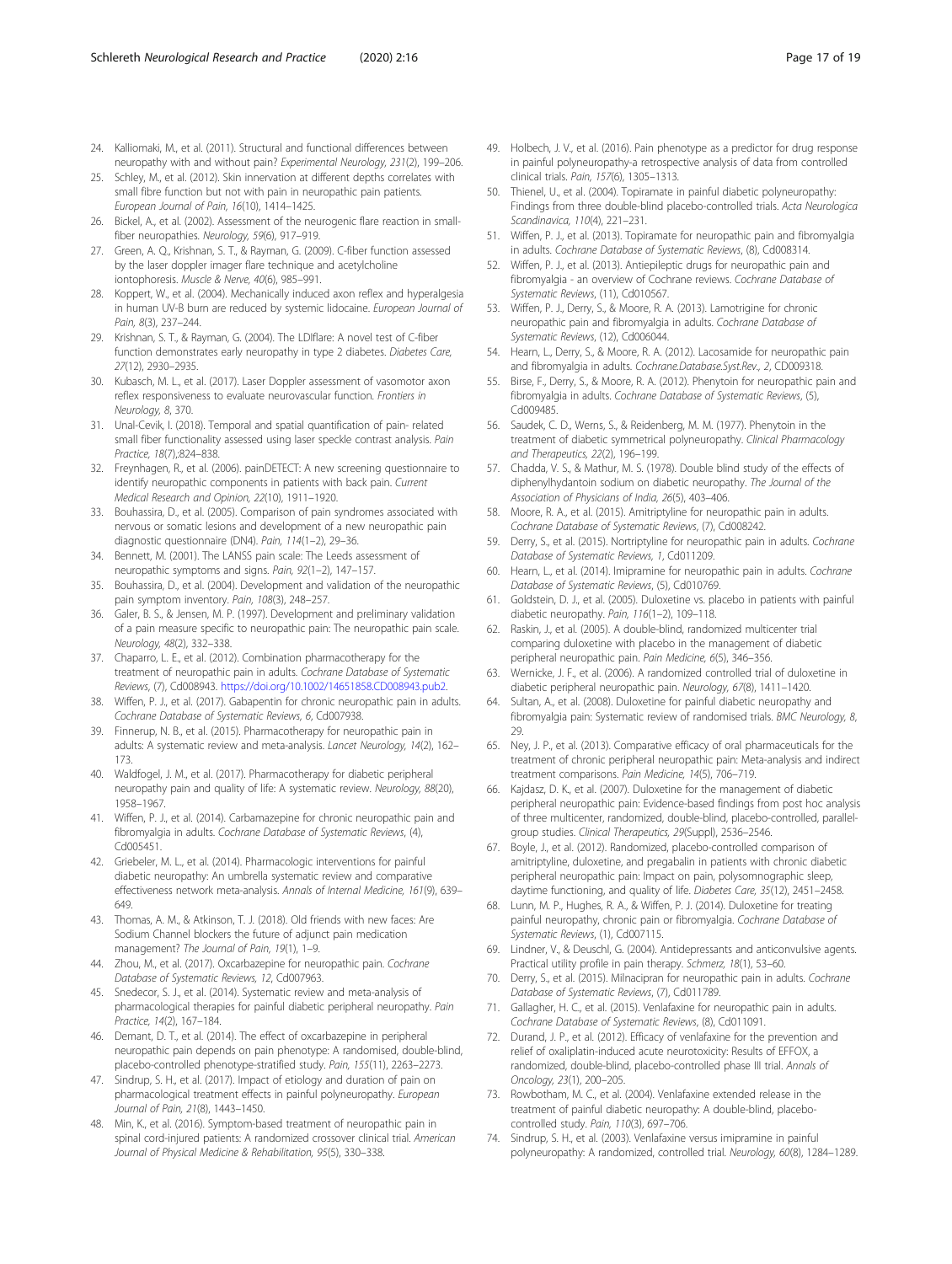24. Kalliomaki, M., et al. (2011). Structural and functional differences between neuropathy with and without pain? *Experimental Neurology, 231*(2), 199–206.
25. Schley, M., et al. (2012). Skin innervation at different depths correlates with small fibre function but not with pain in neuropathic pain patients. *European Journal of Pain, 16*(10), 1414–1425.
26. Bickel, A., et al. (2002). Assessment of the neurogenic flare reaction in small-fiber neuropathies. *Neurology, 59*(6), 917–919.
27. Green, A. Q., Krishnan, S. T., & Rayman, G. (2009). C-fiber function assessed by the laser doppler imager flare technique and acetylcholine iontophoresis. *Muscle & Nerve, 40*(6), 985–991.
28. Koppert, W., et al. (2004). Mechanically induced axon reflex and hyperalgesia in human UV-B burn are reduced by systemic lidocaine. *European Journal of Pain, 8*(3), 237–244.
29. Krishnan, S. T., & Rayman, G. (2004). The LDIflare: A novel test of C-fiber function demonstrates early neuropathy in type 2 diabetes. *Diabetes Care, 27*(12), 2930–2935.
30. Kubasch, M. L., et al. (2017). Laser Doppler assessment of vasomotor axon reflex responsiveness to evaluate neurovascular function. *Frontiers in Neurology, 8*, 370.
31. Unal-Cevik, I. (2018). Temporal and spatial quantification of pain- related small fiber functionality assessed using laser speckle contrast analysis. *Pain Practice, 18*(7),:824–838.
32. Freynhagen, R., et al. (2006). painDETECT: A new screening questionnaire to identify neuropathic components in patients with back pain. *Current Medical Research and Opinion, 22*(10), 1911–1920.
33. Bouhassira, D., et al. (2005). Comparison of pain syndromes associated with nervous or somatic lesions and development of a new neuropathic pain diagnostic questionnaire (DN4). *Pain, 114*(1–2), 29–36.
34. Bennett, M. (2001). The LANSS pain scale: The Leeds assessment of neuropathic symptoms and signs. *Pain, 92*(1–2), 147–157.
35. Bouhassira, D., et al. (2004). Development and validation of the neuropathic pain symptom inventory. *Pain, 108*(3), 248–257.
36. Galer, B. S., & Jensen, M. P. (1997). Development and preliminary validation of a pain measure specific to neuropathic pain: The neuropathic pain scale. *Neurology, 48*(2), 332–338.
37. Chaparro, L. E., et al. (2012). Combination pharmacotherapy for the treatment of neuropathic pain in adults. *Cochrane Database of Systematic Reviews*, (7), Cd008943. https://doi.org/10.1002/14651858.CD008943.pub2.
38. Wiffen, P. J., et al. (2017). Gabapentin for chronic neuropathic pain in adults. *Cochrane Database of Systematic Reviews, 6*, Cd007938.
39. Finnerup, N. B., et al. (2015). Pharmacotherapy for neuropathic pain in adults: A systematic review and meta-analysis. *Lancet Neurology, 14*(2), 162–173.
40. Waldfogel, J. M., et al. (2017). Pharmacotherapy for diabetic peripheral neuropathy pain and quality of life: A systematic review. *Neurology, 88*(20), 1958–1967.
41. Wiffen, P. J., et al. (2014). Carbamazepine for chronic neuropathic pain and fibromyalgia in adults. *Cochrane Database of Systematic Reviews*, (4), Cd005451.
42. Griebeler, M. L., et al. (2014). Pharmacologic interventions for painful diabetic neuropathy: An umbrella systematic review and comparative effectiveness network meta-analysis. *Annals of Internal Medicine, 161*(9), 639–649.
43. Thomas, A. M., & Atkinson, T. J. (2018). Old friends with new faces: Are Sodium Channel blockers the future of adjunct pain medication management? *The Journal of Pain, 19*(1), 1–9.
44. Zhou, M., et al. (2017). Oxcarbazepine for neuropathic pain. *Cochrane Database of Systematic Reviews, 12*, Cd007963.
45. Snedecor, S. J., et al. (2014). Systematic review and meta-analysis of pharmacological therapies for painful diabetic peripheral neuropathy. *Pain Practice, 14*(2), 167–184.
46. Demant, D. T., et al. (2014). The effect of oxcarbazepine in peripheral neuropathic pain depends on pain phenotype: A randomised, double-blind, placebo-controlled phenotype-stratified study. *Pain, 155*(11), 2263–2273.
47. Sindrup, S. H., et al. (2017). Impact of etiology and duration of pain on pharmacological treatment effects in painful polyneuropathy. *European Journal of Pain, 21*(8), 1443–1450.
48. Min, K., et al. (2016). Symptom-based treatment of neuropathic pain in spinal cord-injured patients: A randomized crossover clinical trial. *American Journal of Physical Medicine & Rehabilitation, 95*(5), 330–338.
49. Holbech, J. V., et al. (2016). Pain phenotype as a predictor for drug response in painful polyneuropathy-a retrospective analysis of data from controlled clinical trials. *Pain, 157*(6), 1305–1313.
50. Thienel, U., et al. (2004). Topiramate in painful diabetic polyneuropathy: Findings from three double-blind placebo-controlled trials. *Acta Neurologica Scandinavica, 110*(4), 221–231.
51. Wiffen, P. J., et al. (2013). Topiramate for neuropathic pain and fibromyalgia in adults. *Cochrane Database of Systematic Reviews*, (8), Cd008314.
52. Wiffen, P. J., et al. (2013). Antiepileptic drugs for neuropathic pain and fibromyalgia - an overview of Cochrane reviews. *Cochrane Database of Systematic Reviews*, (11), Cd010567.
53. Wiffen, P. J., Derry, S., & Moore, R. A. (2013). Lamotrigine for chronic neuropathic pain and fibromyalgia in adults. *Cochrane Database of Systematic Reviews*, (12), Cd006044.
54. Hearn, L., Derry, S., & Moore, R. A. (2012). Lacosamide for neuropathic pain and fibromyalgia in adults. *Cochrane.Database.Syst.Rev., 2*, CD009318.
55. Birse, F., Derry, S., & Moore, R. A. (2012). Phenytoin for neuropathic pain and fibromyalgia in adults. *Cochrane Database of Systematic Reviews*, (5), Cd009485.
56. Saudek, C. D., Werns, S., & Reidenberg, M. M. (1977). Phenytoin in the treatment of diabetic symmetrical polyneuropathy. *Clinical Pharmacology and Therapeutics, 22*(2), 196–199.
57. Chadda, V. S., & Mathur, M. S. (1978). Double blind study of the effects of diphenylhydantoin sodium on diabetic neuropathy. *The Journal of the Association of Physicians of India, 26*(5), 403–406.
58. Moore, R. A., et al. (2015). Amitriptyline for neuropathic pain in adults. *Cochrane Database of Systematic Reviews*, (7), Cd008242.
59. Derry, S., et al. (2015). Nortriptyline for neuropathic pain in adults. *Cochrane Database of Systematic Reviews, 1*, Cd011209.
60. Hearn, L., et al. (2014). Imipramine for neuropathic pain in adults. *Cochrane Database of Systematic Reviews*, (5), Cd010769.
61. Goldstein, D. J., et al. (2005). Duloxetine vs. placebo in patients with painful diabetic neuropathy. *Pain, 116*(1–2), 109–118.
62. Raskin, J., et al. (2005). A double-blind, randomized multicenter trial comparing duloxetine with placebo in the management of diabetic peripheral neuropathic pain. *Pain Medicine, 6*(5), 346–356.
63. Wernicke, J. F., et al. (2006). A randomized controlled trial of duloxetine in diabetic peripheral neuropathic pain. *Neurology, 67*(8), 1411–1420.
64. Sultan, A., et al. (2008). Duloxetine for painful diabetic neuropathy and fibromyalgia pain: Systematic review of randomised trials. *BMC Neurology, 8*, 29.
65. Ney, J. P., et al. (2013). Comparative efficacy of oral pharmaceuticals for the treatment of chronic peripheral neuropathic pain: Meta-analysis and indirect treatment comparisons. *Pain Medicine, 14*(5), 706–719.
66. Kajdasz, D. K., et al. (2007). Duloxetine for the management of diabetic peripheral neuropathic pain: Evidence-based findings from post hoc analysis of three multicenter, randomized, double-blind, placebo-controlled, parallel-group studies. *Clinical Therapeutics, 29*(Suppl), 2536–2546.
67. Boyle, J., et al. (2012). Randomized, placebo-controlled comparison of amitriptyline, duloxetine, and pregabalin in patients with chronic diabetic peripheral neuropathic pain: Impact on pain, polysomnographic sleep, daytime functioning, and quality of life. *Diabetes Care, 35*(12), 2451–2458.
68. Lunn, M. P., Hughes, R. A., & Wiffen, P. J. (2014). Duloxetine for treating painful neuropathy, chronic pain or fibromyalgia. *Cochrane Database of Systematic Reviews*, (1), Cd007115.
69. Lindner, V., & Deuschl, G. (2004). Antidepressants and anticonvulsive agents. Practical utility profile in pain therapy. *Schmerz, 18*(1), 53–60.
70. Derry, S., et al. (2015). Milnacipran for neuropathic pain in adults. *Cochrane Database of Systematic Reviews*, (7), Cd011789.
71. Gallagher, H. C., et al. (2015). Venlafaxine for neuropathic pain in adults. *Cochrane Database of Systematic Reviews*, (8), Cd011091.
72. Durand, J. P., et al. (2012). Efficacy of venlafaxine for the prevention and relief of oxaliplatin-induced acute neurotoxicity: Results of EFFOX, a randomized, double-blind, placebo-controlled phase III trial. *Annals of Oncology, 23*(1), 200–205.
73. Rowbotham, M. C., et al. (2004). Venlafaxine extended release in the treatment of painful diabetic neuropathy: A double-blind, placebo-controlled study. *Pain, 110*(3), 697–706.
74. Sindrup, S. H., et al. (2003). Venlafaxine versus imipramine in painful polyneuropathy: A randomized, controlled trial. *Neurology, 60*(8), 1284–1289.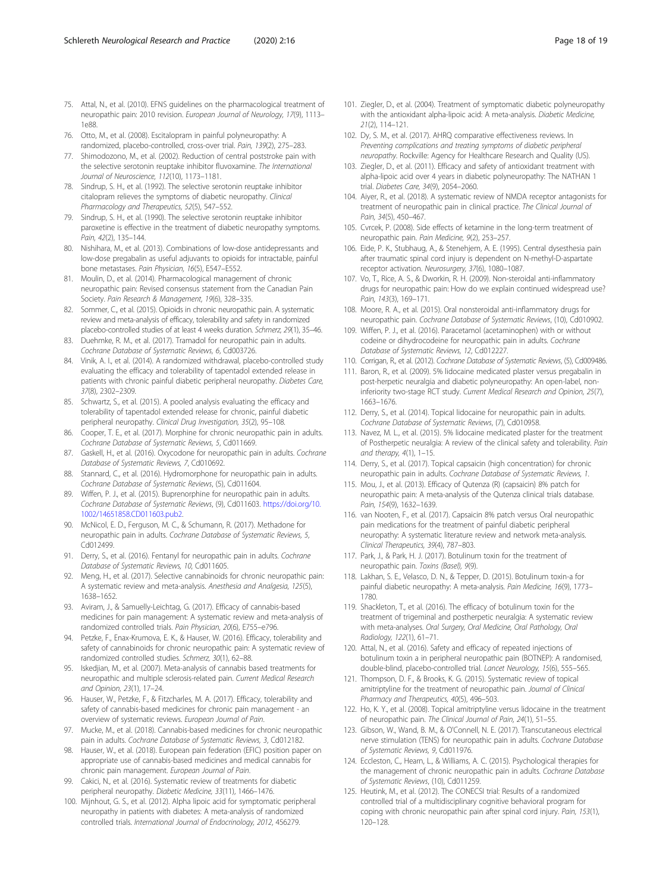75. Attal, N., et al. (2010). EFNS guidelines on the pharmacological treatment of neuropathic pain: 2010 revision. *European Journal of Neurology, 17*(9), 1113–1e88.
76. Otto, M., et al. (2008). Escitalopram in painful polyneuropathy: A randomized, placebo-controlled, cross-over trial. *Pain, 139*(2), 275–283.
77. Shimodozono, M., et al. (2002). Reduction of central poststroke pain with the selective serotonin reuptake inhibitor fluvoxamine. *The International Journal of Neuroscience, 112*(10), 1173–1181.
78. Sindrup, S. H., et al. (1992). The selective serotonin reuptake inhibitor citalopram relieves the symptoms of diabetic neuropathy. *Clinical Pharmacology and Therapeutics, 52*(5), 547–552.
79. Sindrup, S. H., et al. (1990). The selective serotonin reuptake inhibitor paroxetine is effective in the treatment of diabetic neuropathy symptoms. *Pain, 42*(2), 135–144.
80. Nishihara, M., et al. (2013). Combinations of low-dose antidepressants and low-dose pregabalin as useful adjuvants to opioids for intractable, painful bone metastases. *Pain Physician, 16*(5), E547–E552.
81. Moulin, D., et al. (2014). Pharmacological management of chronic neuropathic pain: Revised consensus statement from the Canadian Pain Society. *Pain Research & Management, 19*(6), 328–335.
82. Sommer, C., et al. (2015). Opioids in chronic neuropathic pain. A systematic review and meta-analysis of efficacy, tolerability and safety in randomized placebo-controlled studies of at least 4 weeks duration. *Schmerz, 29*(1), 35–46.
83. Duehmke, R. M., et al. (2017). Tramadol for neuropathic pain in adults. *Cochrane Database of Systematic Reviews, 6*, Cd003726.
84. Vinik, A. I., et al. (2014). A randomized withdrawal, placebo-controlled study evaluating the efficacy and tolerability of tapentadol extended release in patients with chronic painful diabetic peripheral neuropathy. *Diabetes Care, 37*(8), 2302–2309.
85. Schwartz, S., et al. (2015). A pooled analysis evaluating the efficacy and tolerability of tapentadol extended release for chronic, painful diabetic peripheral neuropathy. *Clinical Drug Investigation, 35*(2), 95–108.
86. Cooper, T. E., et al. (2017). Morphine for chronic neuropathic pain in adults. *Cochrane Database of Systematic Reviews, 5*, Cd011669.
87. Gaskell, H., et al. (2016). Oxycodone for neuropathic pain in adults. *Cochrane Database of Systematic Reviews, 7*, Cd010692.
88. Stannard, C., et al. (2016). Hydromorphone for neuropathic pain in adults. *Cochrane Database of Systematic Reviews*, (5), Cd011604.
89. Wiffen, P. J., et al. (2015). Buprenorphine for neuropathic pain in adults. *Cochrane Database of Systematic Reviews*, (9), Cd011603. https://doi.org/10.1002/14651858.CD011603.pub2.
90. McNicol, E. D., Ferguson, M. C., & Schumann, R. (2017). Methadone for neuropathic pain in adults. *Cochrane Database of Systematic Reviews, 5*, Cd012499.
91. Derry, S., et al. (2016). Fentanyl for neuropathic pain in adults. *Cochrane Database of Systematic Reviews, 10*, Cd011605.
92. Meng, H., et al. (2017). Selective cannabinoids for chronic neuropathic pain: A systematic review and meta-analysis. *Anesthesia and Analgesia, 125*(5), 1638–1652.
93. Aviram, J., & Samuelly-Leichtag, G. (2017). Efficacy of cannabis-based medicines for pain management: A systematic review and meta-analysis of randomized controlled trials. *Pain Physician, 20*(6), E755–e796.
94. Petzke, F., Enax-Krumova, E. K., & Hauser, W. (2016). Efficacy, tolerability and safety of cannabinoids for chronic neuropathic pain: A systematic review of randomized controlled studies. *Schmerz, 30*(1), 62–88.
95. Iskedjian, M., et al. (2007). Meta-analysis of cannabis based treatments for neuropathic and multiple sclerosis-related pain. *Current Medical Research and Opinion, 23*(1), 17–24.
96. Hauser, W., Petzke, F., & Fitzcharles, M. A. (2017). Efficacy, tolerability and safety of cannabis-based medicines for chronic pain management - an overview of systematic reviews. *European Journal of Pain*.
97. Mucke, M., et al. (2018). Cannabis-based medicines for chronic neuropathic pain in adults. *Cochrane Database of Systematic Reviews, 3*, Cd012182.
98. Hauser, W., et al. (2018). European pain federation (EFIC) position paper on appropriate use of cannabis-based medicines and medical cannabis for chronic pain management. *European Journal of Pain*.
99. Cakici, N., et al. (2016). Systematic review of treatments for diabetic peripheral neuropathy. *Diabetic Medicine, 33*(11), 1466–1476.
100. Mijnhout, G. S., et al. (2012). Alpha lipoic acid for symptomatic peripheral neuropathy in patients with diabetes: A meta-analysis of randomized controlled trials. *International Journal of Endocrinology, 2012*, 456279.
101. Ziegler, D., et al. (2004). Treatment of symptomatic diabetic polyneuropathy with the antioxidant alpha-lipoic acid: A meta-analysis. *Diabetic Medicine, 21*(2), 114–121.
102. Dy, S. M., et al. (2017). AHRQ comparative effectiveness reviews. In *Preventing complications and treating symptoms of diabetic peripheral neuropathy*. Rockville: Agency for Healthcare Research and Quality (US).
103. Ziegler, D., et al. (2011). Efficacy and safety of antioxidant treatment with alpha-lipoic acid over 4 years in diabetic polyneuropathy: The NATHAN 1 trial. *Diabetes Care, 34*(9), 2054–2060.
104. Aiyer, R., et al. (2018). A systematic review of NMDA receptor antagonists for treatment of neuropathic pain in clinical practice. *The Clinical Journal of Pain, 34*(5), 450–467.
105. Cvrcek, P. (2008). Side effects of ketamine in the long-term treatment of neuropathic pain. *Pain Medicine, 9*(2), 253–257.
106. Eide, P. K., Stubhaug, A., & Stenehjem, A. E. (1995). Central dysesthesia pain after traumatic spinal cord injury is dependent on N-methyl-D-aspartate receptor activation. *Neurosurgery, 37*(6), 1080–1087.
107. Vo, T., Rice, A. S., & Dworkin, R. H. (2009). Non-steroidal anti-inflammatory drugs for neuropathic pain: How do we explain continued widespread use? *Pain, 143*(3), 169–171.
108. Moore, R. A., et al. (2015). Oral nonsteroidal anti-inflammatory drugs for neuropathic pain. *Cochrane Database of Systematic Reviews*, (10), Cd010902.
109. Wiffen, P. J., et al. (2016). Paracetamol (acetaminophen) with or without codeine or dihydrocodeine for neuropathic pain in adults. *Cochrane Database of Systematic Reviews, 12*, Cd012227.
110. Corrigan, R., et al. (2012). *Cochrane Database of Systematic Reviews*, (5), Cd009486.
111. Baron, R., et al. (2009). 5% lidocaine medicated plaster versus pregabalin in post-herpetic neuralgia and diabetic polyneuropathy: An open-label, non-inferiority two-stage RCT study. *Current Medical Research and Opinion, 25*(7), 1663–1676.
112. Derry, S., et al. (2014). Topical lidocaine for neuropathic pain in adults. *Cochrane Database of Systematic Reviews*, (7), Cd010958.
113. Navez, M. L., et al. (2015). 5% lidocaine medicated plaster for the treatment of Postherpetic neuralgia: A review of the clinical safety and tolerability. *Pain and therapy, 4*(1), 1–15.
114. Derry, S., et al. (2017). Topical capsaicin (high concentration) for chronic neuropathic pain in adults. *Cochrane Database of Systematic Reviews, 1*.
115. Mou, J., et al. (2013). Efficacy of Qutenza (R) (capsaicin) 8% patch for neuropathic pain: A meta-analysis of the Qutenza clinical trials database. *Pain, 154*(9), 1632–1639.
116. van Nooten, F., et al. (2017). Capsaicin 8% patch versus Oral neuropathic pain medications for the treatment of painful diabetic peripheral neuropathy: A systematic literature review and network meta-analysis. *Clinical Therapeutics, 39*(4), 787–803.
117. Park, J., & Park, H. J. (2017). Botulinum toxin for the treatment of neuropathic pain. *Toxins (Basel), 9*(9).
118. Lakhan, S. E., Velasco, D. N., & Tepper, D. (2015). Botulinum toxin-a for painful diabetic neuropathy: A meta-analysis. *Pain Medicine, 16*(9), 1773–1780.
119. Shackleton, T., et al. (2016). The efficacy of botulinum toxin for the treatment of trigeminal and postherpetic neuralgia: A systematic review with meta-analyses. *Oral Surgery, Oral Medicine, Oral Pathology, Oral Radiology, 122*(1), 61–71.
120. Attal, N., et al. (2016). Safety and efficacy of repeated injections of botulinum toxin a in peripheral neuropathic pain (BOTNEP): A randomised, double-blind, placebo-controlled trial. *Lancet Neurology, 15*(6), 555–565.
121. Thompson, D. F., & Brooks, K. G. (2015). Systematic review of topical amitriptyline for the treatment of neuropathic pain. *Journal of Clinical Pharmacy and Therapeutics, 40*(5), 496–503.
122. Ho, K. Y., et al. (2008). Topical amitriptyline versus lidocaine in the treatment of neuropathic pain. *The Clinical Journal of Pain, 24*(1), 51–55.
123. Gibson, W., Wand, B. M., & O'Connell, N. E. (2017). Transcutaneous electrical nerve stimulation (TENS) for neuropathic pain in adults. *Cochrane Database of Systematic Reviews, 9*, Cd011976.
124. Eccleston, C., Hearn, L., & Williams, A. C. (2015). Psychological therapies for the management of chronic neuropathic pain in adults. *Cochrane Database of Systematic Reviews*, (10), Cd011259.
125. Heutink, M., et al. (2012). The CONECSI trial: Results of a randomized controlled trial of a multidisciplinary cognitive behavioral program for coping with chronic neuropathic pain after spinal cord injury. *Pain, 153*(1), 120–128.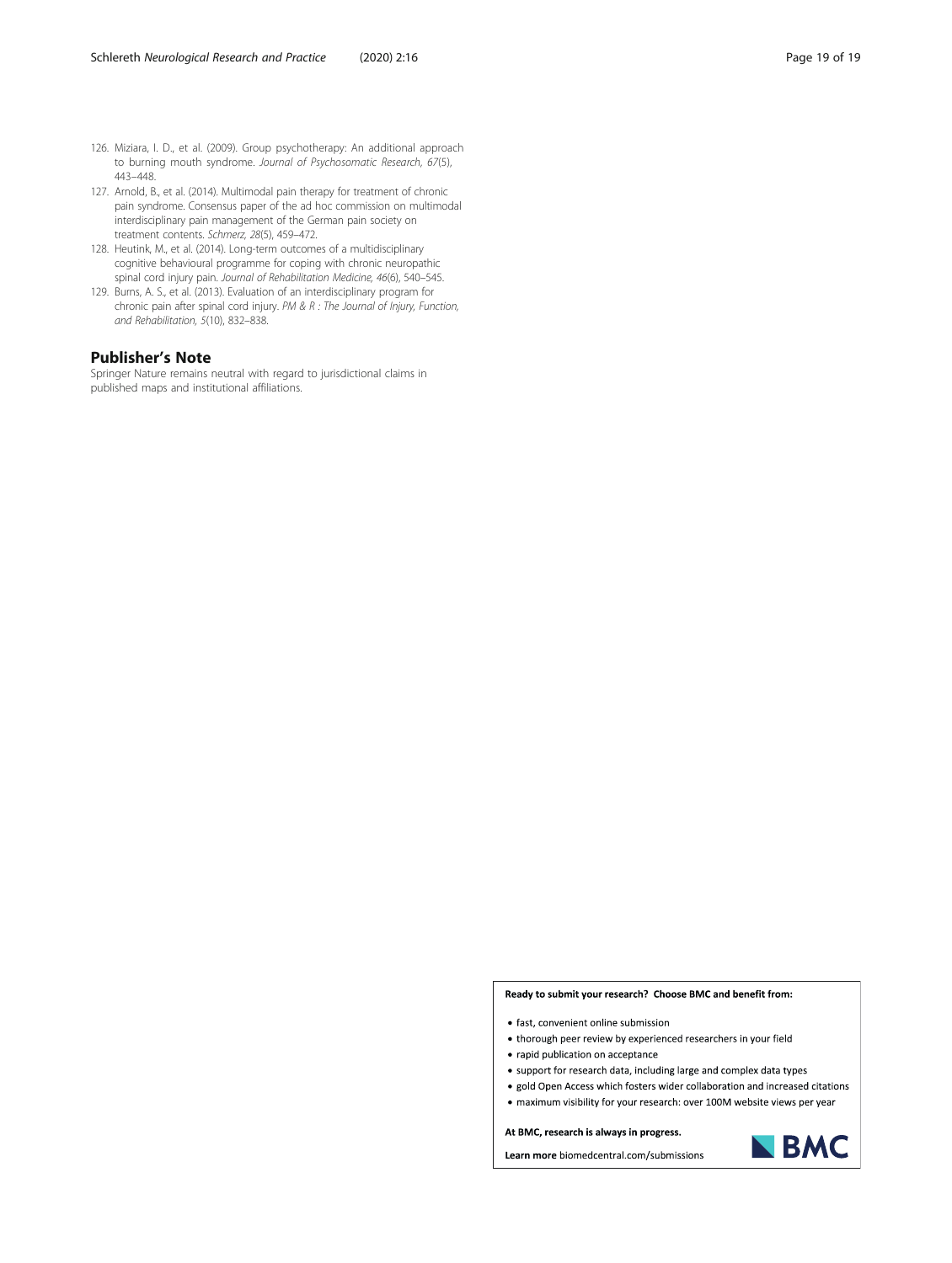126. Miziara, I. D., et al. (2009). Group psychotherapy: An additional approach to burning mouth syndrome. *Journal of Psychosomatic Research, 67*(5), 443–448.
127. Arnold, B., et al. (2014). Multimodal pain therapy for treatment of chronic pain syndrome. Consensus paper of the ad hoc commission on multimodal interdisciplinary pain management of the German pain society on treatment contents. *Schmerz, 28*(5), 459–472.
128. Heutink, M., et al. (2014). Long-term outcomes of a multidisciplinary cognitive behavioural programme for coping with chronic neuropathic spinal cord injury pain. *Journal of Rehabilitation Medicine, 46*(6), 540–545.
129. Burns, A. S., et al. (2013). Evaluation of an interdisciplinary program for chronic pain after spinal cord injury. *PM & R : The Journal of Injury, Function, and Rehabilitation, 5*(10), 832–838.

## Publisher's Note

Springer Nature remains neutral with regard to jurisdictional claims in published maps and institutional affiliations.

**Ready to submit your research? Choose BMC and benefit from:**

- fast, convenient online submission
- thorough peer review by experienced researchers in your field
- rapid publication on acceptance
- support for research data, including large and complex data types
- gold Open Access which fosters wider collaboration and increased citations
- maximum visibility for your research: over 100M website views per year

**At BMC, research is always in progress.**

**Learn more** biomedcentral.com/submissions

BMC